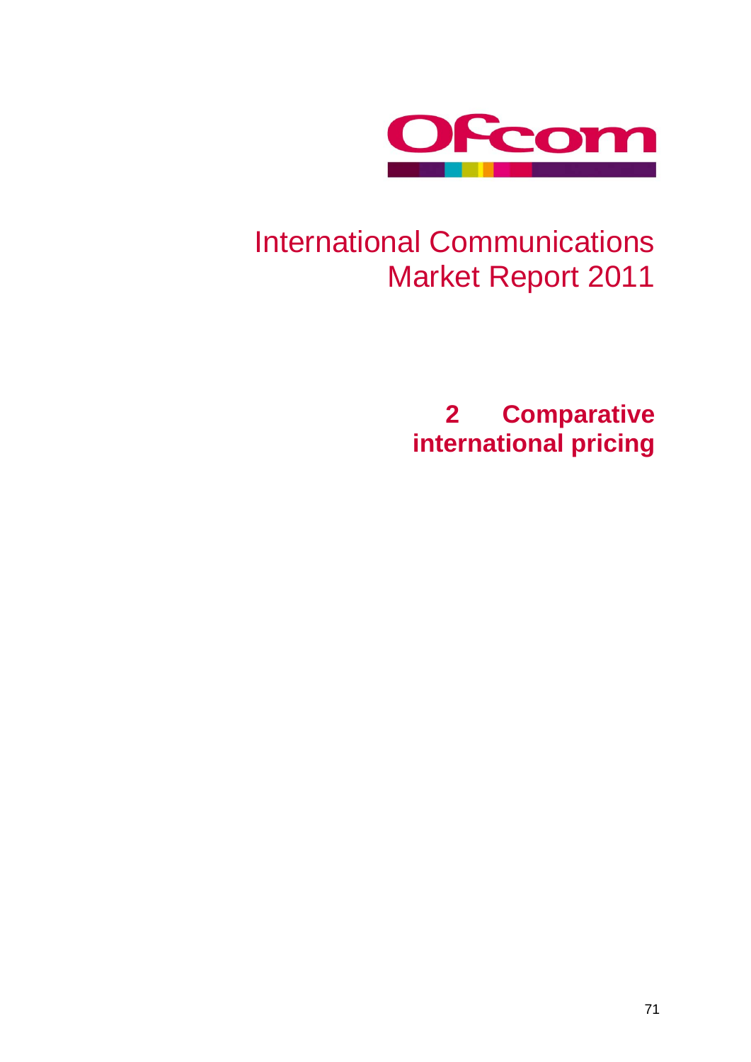# International Communications Market Report 2011

## 2 Comparative international pricing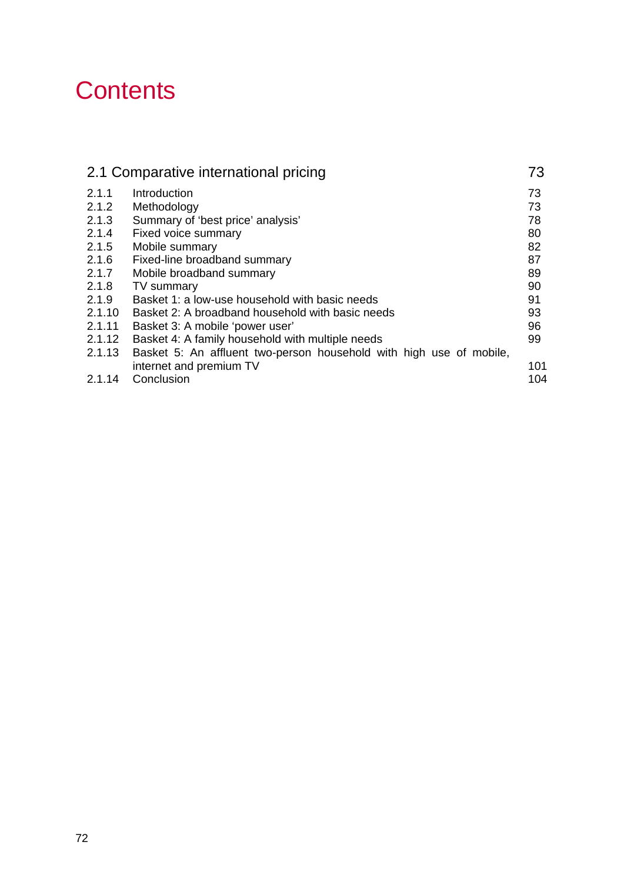# Contents

| | | |
|---|---|---|
| **2.1 Comparative international pricing** | | **73** |
| 2.1.1 | Introduction | 73 |
| 2.1.2 | Methodology | 73 |
| 2.1.3 | Summary of 'best price' analysis' | 78 |
| 2.1.4 | Fixed voice summary | 80 |
| 2.1.5 | Mobile summary | 82 |
| 2.1.6 | Fixed-line broadband summary | 87 |
| 2.1.7 | Mobile broadband summary | 89 |
| 2.1.8 | TV summary | 90 |
| 2.1.9 | Basket 1: a low-use household with basic needs | 91 |
| 2.1.10 | Basket 2: A broadband household with basic needs | 93 |
| 2.1.11 | Basket 3: A mobile 'power user' | 96 |
| 2.1.12 | Basket 4: A family household with multiple needs | 99 |
| 2.1.13 | Basket 5: An affluent two-person household with high use of mobile, internet and premium TV | 101 |
| 2.1.14 | Conclusion | 104 |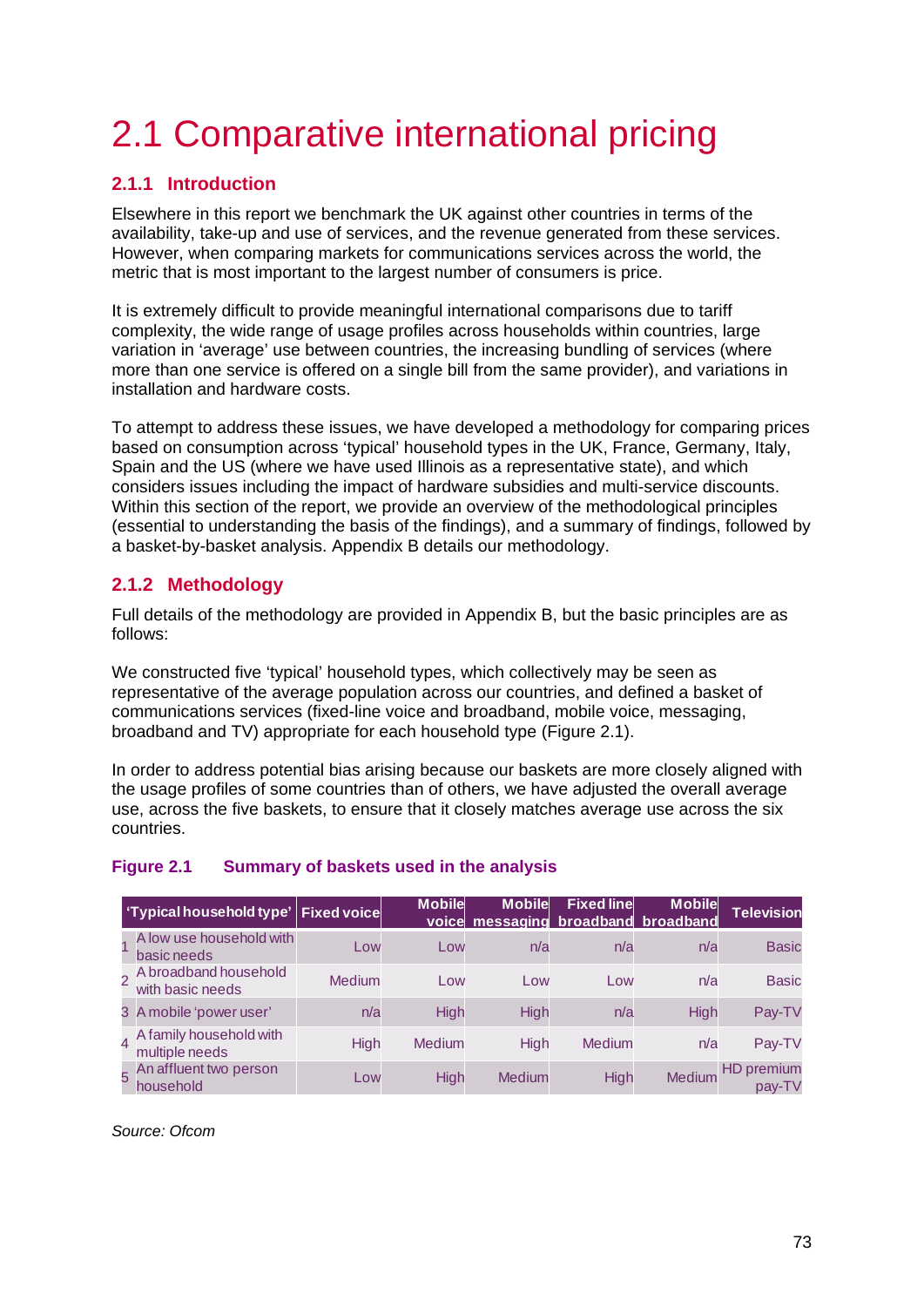# 2.1 Comparative international pricing

## 2.1.1 Introduction

Elsewhere in this report we benchmark the UK against other countries in terms of the availability, take-up and use of services, and the revenue generated from these services. However, when comparing markets for communications services across the world, the metric that is most important to the largest number of consumers is price.

It is extremely difficult to provide meaningful international comparisons due to tariff complexity, the wide range of usage profiles across households within countries, large variation in 'average' use between countries, the increasing bundling of services (where more than one service is offered on a single bill from the same provider), and variations in installation and hardware costs.

To attempt to address these issues, we have developed a methodology for comparing prices based on consumption across 'typical' household types in the UK, France, Germany, Italy, Spain and the US (where we have used Illinois as a representative state), and which considers issues including the impact of hardware subsidies and multi-service discounts. Within this section of the report, we provide an overview of the methodological principles (essential to understanding the basis of the findings), and a summary of findings, followed by a basket-by-basket analysis. Appendix B details our methodology.

## 2.1.2 Methodology

Full details of the methodology are provided in Appendix B, but the basic principles are as follows:

We constructed five 'typical' household types, which collectively may be seen as representative of the average population across our countries, and defined a basket of communications services (fixed-line voice and broadband, mobile voice, messaging, broadband and TV) appropriate for each household type (Figure 2.1).

In order to address potential bias arising because our baskets are more closely aligned with the usage profiles of some countries than of others, we have adjusted the overall average use, across the five baskets, to ensure that it closely matches average use across the six countries.

**Figure 2.1 Summary of baskets used in the analysis**

| | 'Typical household type' | Fixed voice | Mobile voice | Mobile messaging | Fixed line broadband | Mobile broadband | Television |
|---|---|---|---|---|---|---|---|
| 1 | A low use household with basic needs | Low | Low | n/a | n/a | n/a | Basic |
| 2 | A broadband household with basic needs | Medium | Low | Low | Low | n/a | Basic |
| 3 | A mobile 'power user' | n/a | High | High | n/a | High | Pay-TV |
| 4 | A family household with multiple needs | High | Medium | High | Medium | n/a | Pay-TV |
| 5 | An affluent two person household | Low | High | Medium | High | Medium | HD premium pay-TV |

*Source: Ofcom*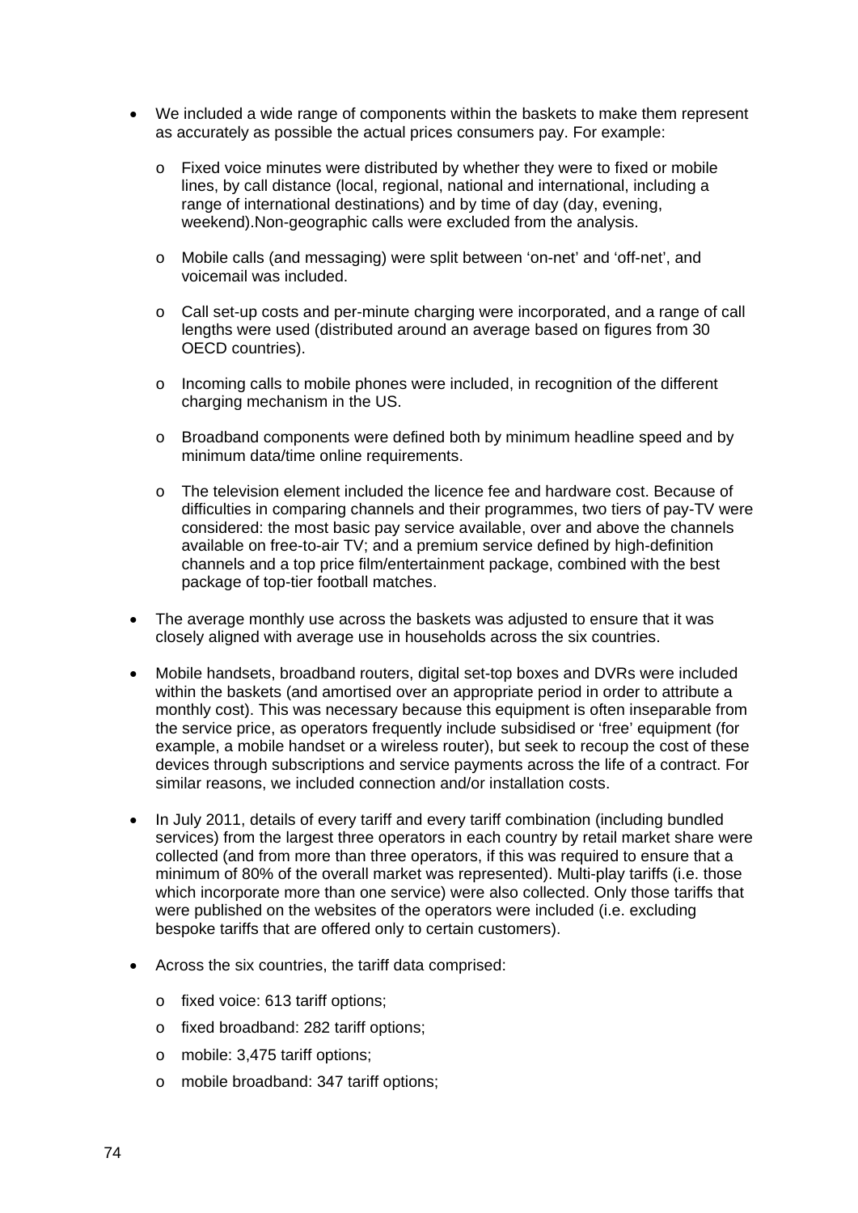- We included a wide range of components within the baskets to make them represent as accurately as possible the actual prices consumers pay. For example:
  - Fixed voice minutes were distributed by whether they were to fixed or mobile lines, by call distance (local, regional, national and international, including a range of international destinations) and by time of day (day, evening, weekend).Non-geographic calls were excluded from the analysis.
  - Mobile calls (and messaging) were split between 'on-net' and 'off-net', and voicemail was included.
  - Call set-up costs and per-minute charging were incorporated, and a range of call lengths were used (distributed around an average based on figures from 30 OECD countries).
  - Incoming calls to mobile phones were included, in recognition of the different charging mechanism in the US.
  - Broadband components were defined both by minimum headline speed and by minimum data/time online requirements.
  - The television element included the licence fee and hardware cost. Because of difficulties in comparing channels and their programmes, two tiers of pay-TV were considered: the most basic pay service available, over and above the channels available on free-to-air TV; and a premium service defined by high-definition channels and a top price film/entertainment package, combined with the best package of top-tier football matches.
- The average monthly use across the baskets was adjusted to ensure that it was closely aligned with average use in households across the six countries.
- Mobile handsets, broadband routers, digital set-top boxes and DVRs were included within the baskets (and amortised over an appropriate period in order to attribute a monthly cost). This was necessary because this equipment is often inseparable from the service price, as operators frequently include subsidised or 'free' equipment (for example, a mobile handset or a wireless router), but seek to recoup the cost of these devices through subscriptions and service payments across the life of a contract. For similar reasons, we included connection and/or installation costs.
- In July 2011, details of every tariff and every tariff combination (including bundled services) from the largest three operators in each country by retail market share were collected (and from more than three operators, if this was required to ensure that a minimum of 80% of the overall market was represented). Multi-play tariffs (i.e. those which incorporate more than one service) were also collected. Only those tariffs that were published on the websites of the operators were included (i.e. excluding bespoke tariffs that are offered only to certain customers).
- Across the six countries, the tariff data comprised:
  - fixed voice: 613 tariff options;
  - fixed broadband: 282 tariff options;
  - mobile: 3,475 tariff options;
  - mobile broadband: 347 tariff options;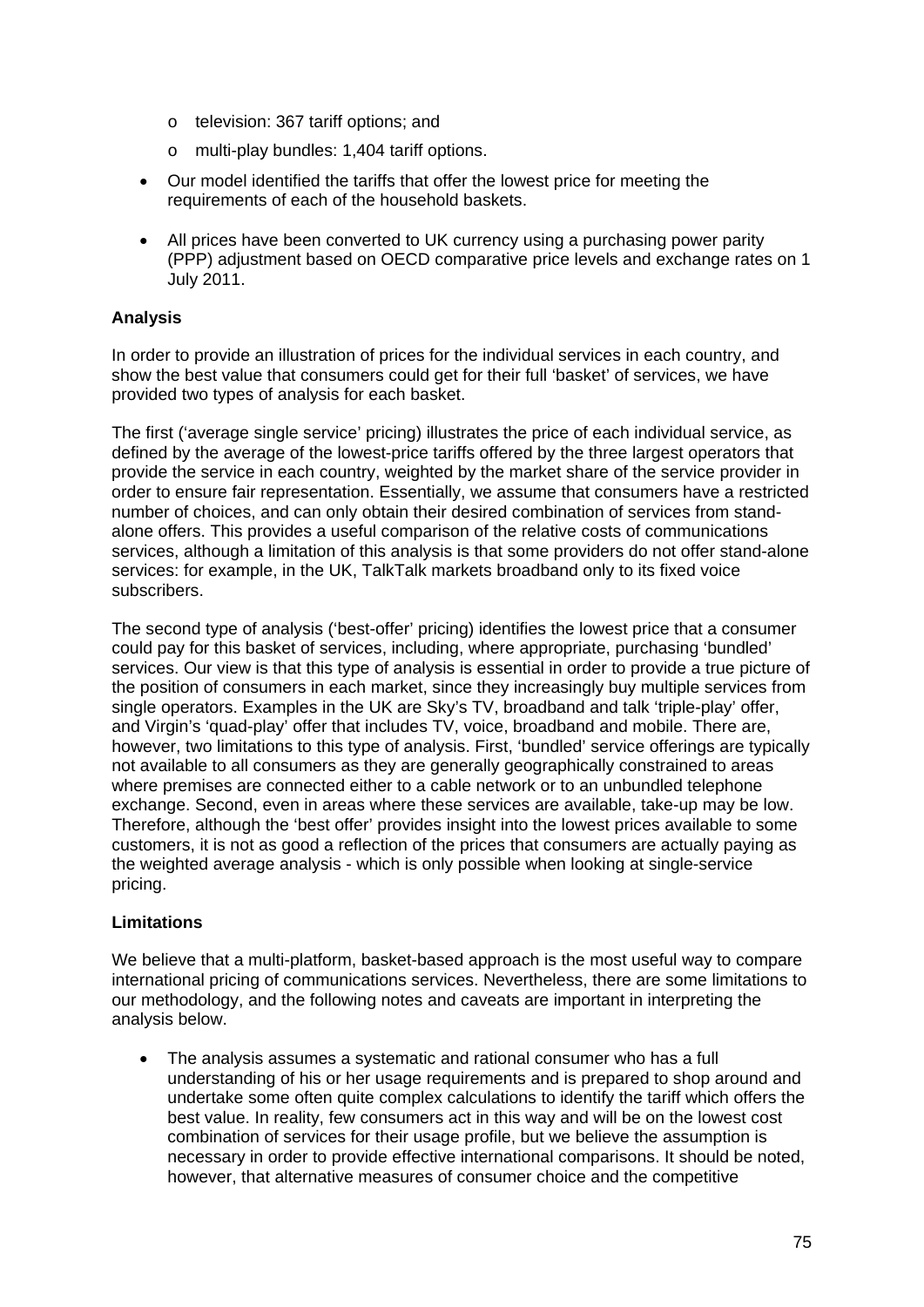- television: 367 tariff options; and
- multi-play bundles: 1,404 tariff options.

- Our model identified the tariffs that offer the lowest price for meeting the requirements of each of the household baskets.
- All prices have been converted to UK currency using a purchasing power parity (PPP) adjustment based on OECD comparative price levels and exchange rates on 1 July 2011.

**Analysis**

In order to provide an illustration of prices for the individual services in each country, and show the best value that consumers could get for their full 'basket' of services, we have provided two types of analysis for each basket.

The first ('average single service' pricing) illustrates the price of each individual service, as defined by the average of the lowest-price tariffs offered by the three largest operators that provide the service in each country, weighted by the market share of the service provider in order to ensure fair representation. Essentially, we assume that consumers have a restricted number of choices, and can only obtain their desired combination of services from stand-alone offers. This provides a useful comparison of the relative costs of communications services, although a limitation of this analysis is that some providers do not offer stand-alone services: for example, in the UK, TalkTalk markets broadband only to its fixed voice subscribers.

The second type of analysis ('best-offer' pricing) identifies the lowest price that a consumer could pay for this basket of services, including, where appropriate, purchasing 'bundled' services. Our view is that this type of analysis is essential in order to provide a true picture of the position of consumers in each market, since they increasingly buy multiple services from single operators. Examples in the UK are Sky's TV, broadband and talk 'triple-play' offer, and Virgin's 'quad-play' offer that includes TV, voice, broadband and mobile. There are, however, two limitations to this type of analysis. First, 'bundled' service offerings are typically not available to all consumers as they are generally geographically constrained to areas where premises are connected either to a cable network or to an unbundled telephone exchange. Second, even in areas where these services are available, take-up may be low. Therefore, although the 'best offer' provides insight into the lowest prices available to some customers, it is not as good a reflection of the prices that consumers are actually paying as the weighted average analysis - which is only possible when looking at single-service pricing.

**Limitations**

We believe that a multi-platform, basket-based approach is the most useful way to compare international pricing of communications services. Nevertheless, there are some limitations to our methodology, and the following notes and caveats are important in interpreting the analysis below.

- The analysis assumes a systematic and rational consumer who has a full understanding of his or her usage requirements and is prepared to shop around and undertake some often quite complex calculations to identify the tariff which offers the best value. In reality, few consumers act in this way and will be on the lowest cost combination of services for their usage profile, but we believe the assumption is necessary in order to provide effective international comparisons. It should be noted, however, that alternative measures of consumer choice and the competitive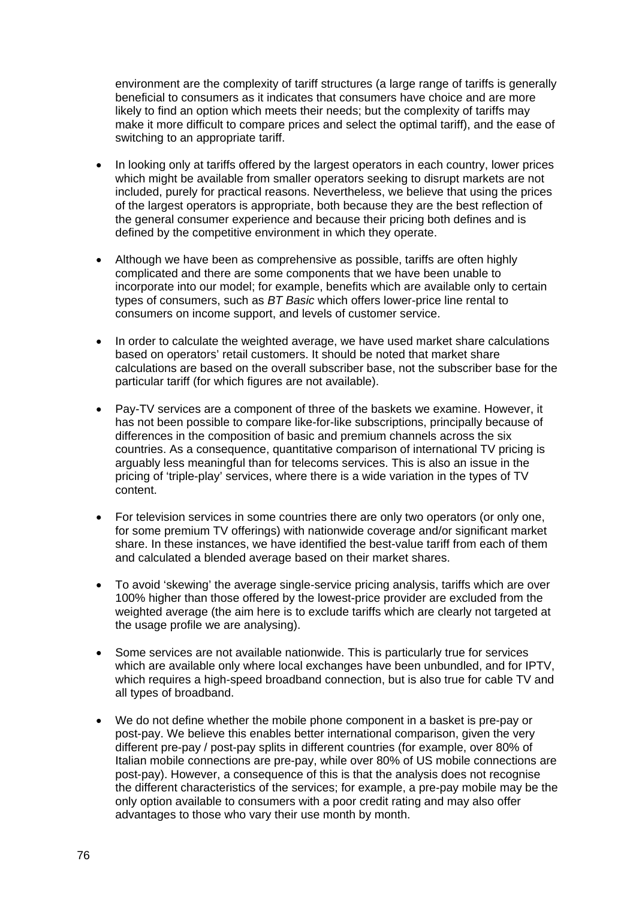environment are the complexity of tariff structures (a large range of tariffs is generally beneficial to consumers as it indicates that consumers have choice and are more likely to find an option which meets their needs; but the complexity of tariffs may make it more difficult to compare prices and select the optimal tariff), and the ease of switching to an appropriate tariff.

- In looking only at tariffs offered by the largest operators in each country, lower prices which might be available from smaller operators seeking to disrupt markets are not included, purely for practical reasons. Nevertheless, we believe that using the prices of the largest operators is appropriate, both because they are the best reflection of the general consumer experience and because their pricing both defines and is defined by the competitive environment in which they operate.

- Although we have been as comprehensive as possible, tariffs are often highly complicated and there are some components that we have been unable to incorporate into our model; for example, benefits which are available only to certain types of consumers, such as *BT Basic* which offers lower-price line rental to consumers on income support, and levels of customer service.

- In order to calculate the weighted average, we have used market share calculations based on operators' retail customers. It should be noted that market share calculations are based on the overall subscriber base, not the subscriber base for the particular tariff (for which figures are not available).

- Pay-TV services are a component of three of the baskets we examine. However, it has not been possible to compare like-for-like subscriptions, principally because of differences in the composition of basic and premium channels across the six countries. As a consequence, quantitative comparison of international TV pricing is arguably less meaningful than for telecoms services. This is also an issue in the pricing of 'triple-play' services, where there is a wide variation in the types of TV content.

- For television services in some countries there are only two operators (or only one, for some premium TV offerings) with nationwide coverage and/or significant market share. In these instances, we have identified the best-value tariff from each of them and calculated a blended average based on their market shares.

- To avoid 'skewing' the average single-service pricing analysis, tariffs which are over 100% higher than those offered by the lowest-price provider are excluded from the weighted average (the aim here is to exclude tariffs which are clearly not targeted at the usage profile we are analysing).

- Some services are not available nationwide. This is particularly true for services which are available only where local exchanges have been unbundled, and for IPTV, which requires a high-speed broadband connection, but is also true for cable TV and all types of broadband.

- We do not define whether the mobile phone component in a basket is pre-pay or post-pay. We believe this enables better international comparison, given the very different pre-pay / post-pay splits in different countries (for example, over 80% of Italian mobile connections are pre-pay, while over 80% of US mobile connections are post-pay). However, a consequence of this is that the analysis does not recognise the different characteristics of the services; for example, a pre-pay mobile may be the only option available to consumers with a poor credit rating and may also offer advantages to those who vary their use month by month.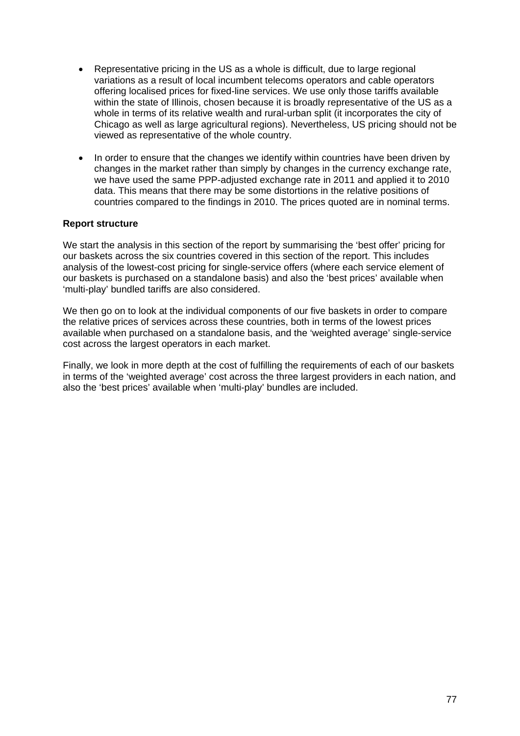- Representative pricing in the US as a whole is difficult, due to large regional variations as a result of local incumbent telecoms operators and cable operators offering localised prices for fixed-line services. We use only those tariffs available within the state of Illinois, chosen because it is broadly representative of the US as a whole in terms of its relative wealth and rural-urban split (it incorporates the city of Chicago as well as large agricultural regions). Nevertheless, US pricing should not be viewed as representative of the whole country.

- In order to ensure that the changes we identify within countries have been driven by changes in the market rather than simply by changes in the currency exchange rate, we have used the same PPP-adjusted exchange rate in 2011 and applied it to 2010 data. This means that there may be some distortions in the relative positions of countries compared to the findings in 2010. The prices quoted are in nominal terms.

**Report structure**

We start the analysis in this section of the report by summarising the 'best offer' pricing for our baskets across the six countries covered in this section of the report. This includes analysis of the lowest-cost pricing for single-service offers (where each service element of our baskets is purchased on a standalone basis) and also the 'best prices' available when 'multi-play' bundled tariffs are also considered.

We then go on to look at the individual components of our five baskets in order to compare the relative prices of services across these countries, both in terms of the lowest prices available when purchased on a standalone basis, and the 'weighted average' single-service cost across the largest operators in each market.

Finally, we look in more depth at the cost of fulfilling the requirements of each of our baskets in terms of the 'weighted average' cost across the three largest providers in each nation, and also the 'best prices' available when 'multi-play' bundles are included.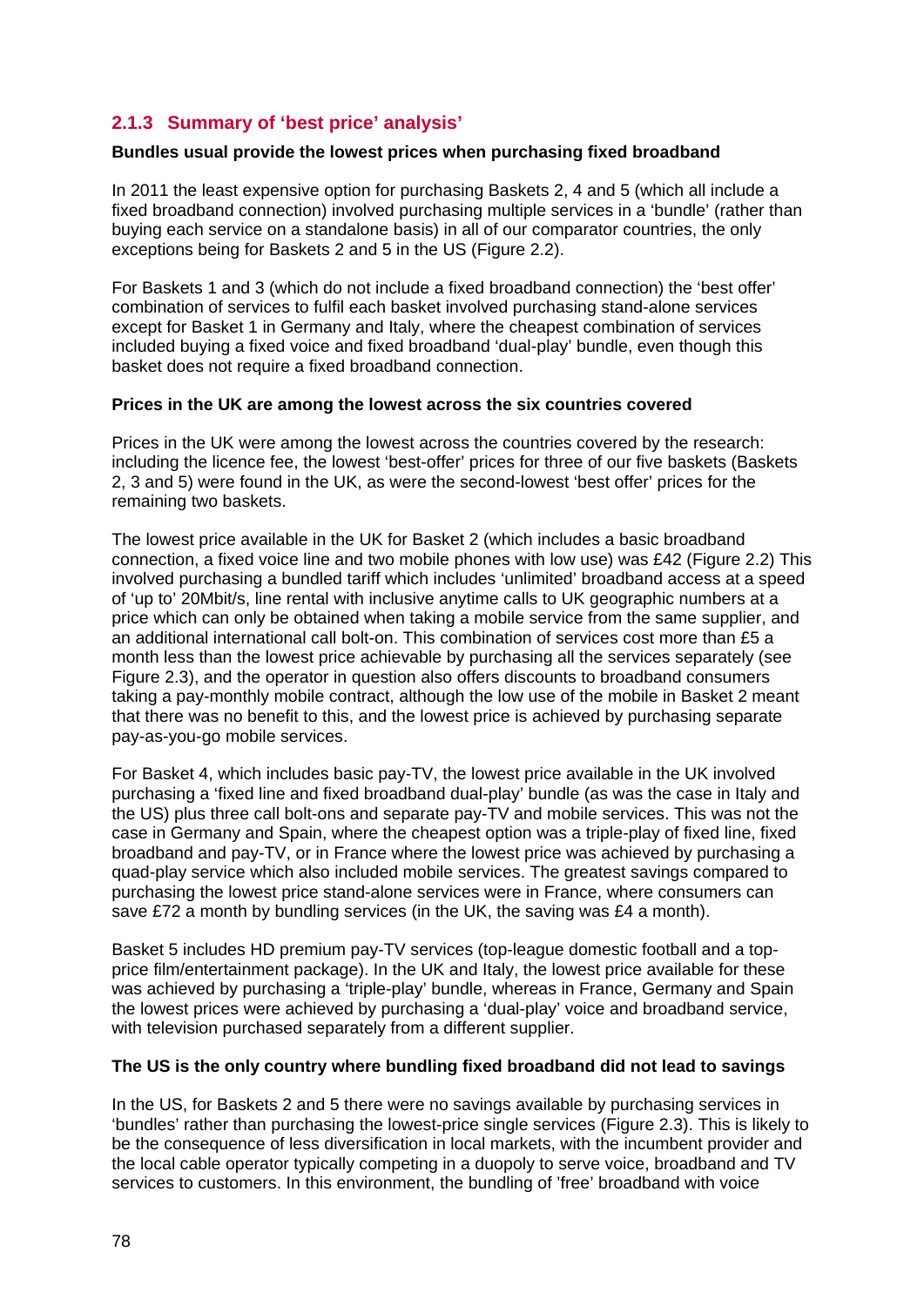### 2.1.3 Summary of 'best price' analysis'

**Bundles usual provide the lowest prices when purchasing fixed broadband**

In 2011 the least expensive option for purchasing Baskets 2, 4 and 5 (which all include a fixed broadband connection) involved purchasing multiple services in a 'bundle' (rather than buying each service on a standalone basis) in all of our comparator countries, the only exceptions being for Baskets 2 and 5 in the US (Figure 2.2).

For Baskets 1 and 3 (which do not include a fixed broadband connection) the 'best offer' combination of services to fulfil each basket involved purchasing stand-alone services except for Basket 1 in Germany and Italy, where the cheapest combination of services included buying a fixed voice and fixed broadband 'dual-play' bundle, even though this basket does not require a fixed broadband connection.

**Prices in the UK are among the lowest across the six countries covered**

Prices in the UK were among the lowest across the countries covered by the research: including the licence fee, the lowest 'best-offer' prices for three of our five baskets (Baskets 2, 3 and 5) were found in the UK, as were the second-lowest 'best offer' prices for the remaining two baskets.

The lowest price available in the UK for Basket 2 (which includes a basic broadband connection, a fixed voice line and two mobile phones with low use) was £42 (Figure 2.2) This involved purchasing a bundled tariff which includes 'unlimited' broadband access at a speed of 'up to' 20Mbit/s, line rental with inclusive anytime calls to UK geographic numbers at a price which can only be obtained when taking a mobile service from the same supplier, and an additional international call bolt-on. This combination of services cost more than £5 a month less than the lowest price achievable by purchasing all the services separately (see Figure 2.3), and the operator in question also offers discounts to broadband consumers taking a pay-monthly mobile contract, although the low use of the mobile in Basket 2 meant that there was no benefit to this, and the lowest price is achieved by purchasing separate pay-as-you-go mobile services.

For Basket 4, which includes basic pay-TV, the lowest price available in the UK involved purchasing a 'fixed line and fixed broadband dual-play' bundle (as was the case in Italy and the US) plus three call bolt-ons and separate pay-TV and mobile services. This was not the case in Germany and Spain, where the cheapest option was a triple-play of fixed line, fixed broadband and pay-TV, or in France where the lowest price was achieved by purchasing a quad-play service which also included mobile services. The greatest savings compared to purchasing the lowest price stand-alone services were in France, where consumers can save £72 a month by bundling services (in the UK, the saving was £4 a month).

Basket 5 includes HD premium pay-TV services (top-league domestic football and a top-price film/entertainment package). In the UK and Italy, the lowest price available for these was achieved by purchasing a 'triple-play' bundle, whereas in France, Germany and Spain the lowest prices were achieved by purchasing a 'dual-play' voice and broadband service, with television purchased separately from a different supplier.

**The US is the only country where bundling fixed broadband did not lead to savings**

In the US, for Baskets 2 and 5 there were no savings available by purchasing services in 'bundles' rather than purchasing the lowest-price single services (Figure 2.3). This is likely to be the consequence of less diversification in local markets, with the incumbent provider and the local cable operator typically competing in a duopoly to serve voice, broadband and TV services to customers. In this environment, the bundling of 'free' broadband with voice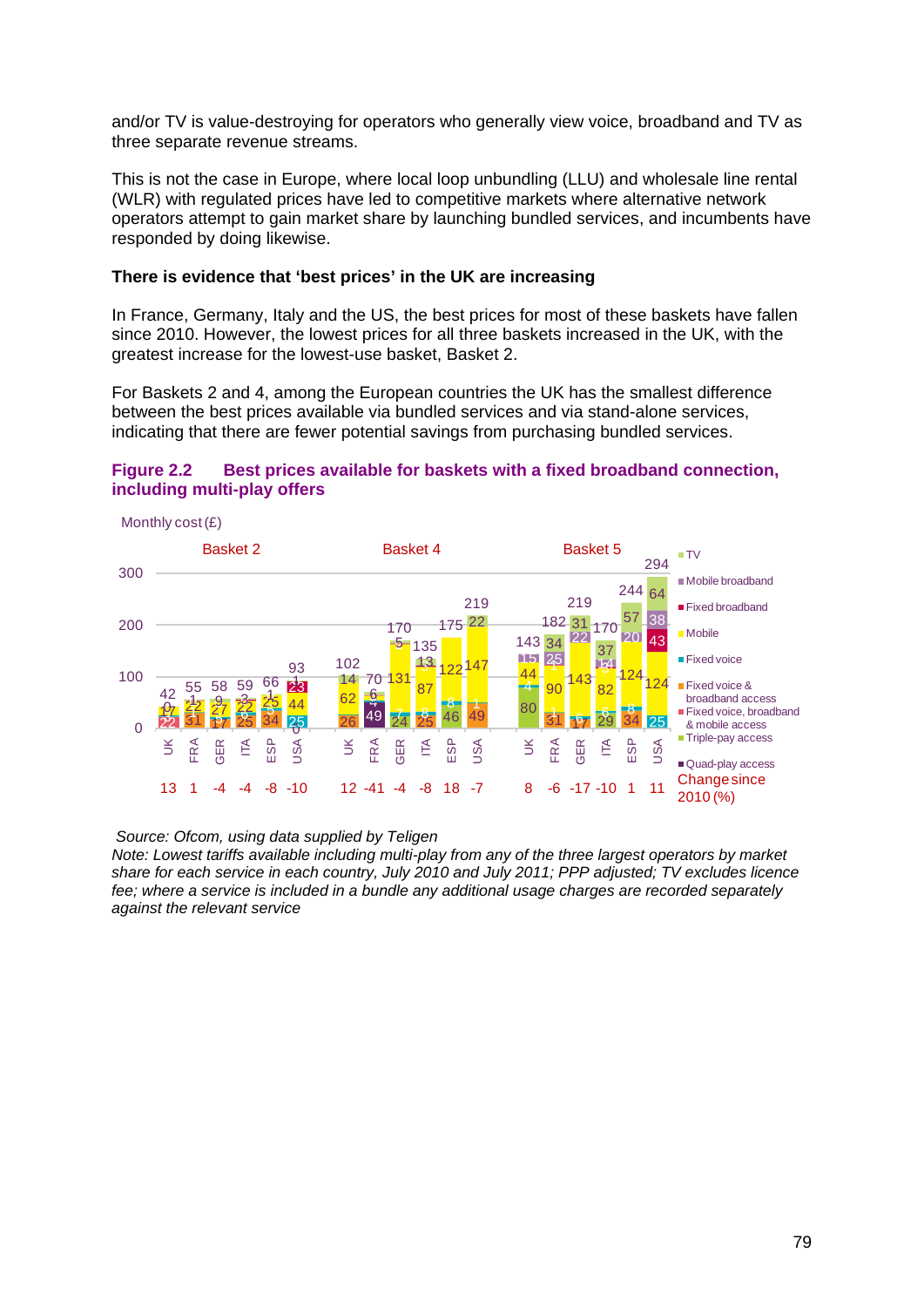and/or TV is value-destroying for operators who generally view voice, broadband and TV as three separate revenue streams.

This is not the case in Europe, where local loop unbundling (LLU) and wholesale line rental (WLR) with regulated prices have led to competitive markets where alternative network operators attempt to gain market share by launching bundled services, and incumbents have responded by doing likewise.

**There is evidence that 'best prices' in the UK are increasing**

In France, Germany, Italy and the US, the best prices for most of these baskets have fallen since 2010. However, the lowest prices for all three baskets increased in the UK, with the greatest increase for the lowest-use basket, Basket 2.

For Baskets 2 and 4, among the European countries the UK has the smallest difference between the best prices available via bundled services and via stand-alone services, indicating that there are fewer potential savings from purchasing bundled services.

**Figure 2.2 Best prices available for baskets with a fixed broadband connection, including multi-play offers**

Monthly cost (£)

Basket 2 | Basket 4 | Basket 5

300
200
100
0

UK FRA GER ITA ESP USA | UK FRA GER ITA ESP USA | UK FRA GER ITA ESP USA

Totals:
Basket 2: 42 55 58 59 66 93
Basket 4: 102 70 170 135 175 219
Basket 5: 143 182 219 170 244 294

Change since 2010 (%)
Basket 2: 13 1 -4 -4 -8 -10
Basket 4: 12 -41 -4 -8 18 -7
Basket 5: 8 -6 -17 -10 1 11

Legend: TV; Mobile broadband; Fixed broadband; Mobile; Fixed voice; Fixed voice & broadband access; Fixed voice, broadband & mobile access; Triple-play access; Quad-play access

*Source: Ofcom, using data supplied by Teligen*
*Note: Lowest tariffs available including multi-play from any of the three largest operators by market share for each service in each country, July 2010 and July 2011; PPP adjusted; TV excludes licence fee; where a service is included in a bundle any additional usage charges are recorded separately against the relevant service*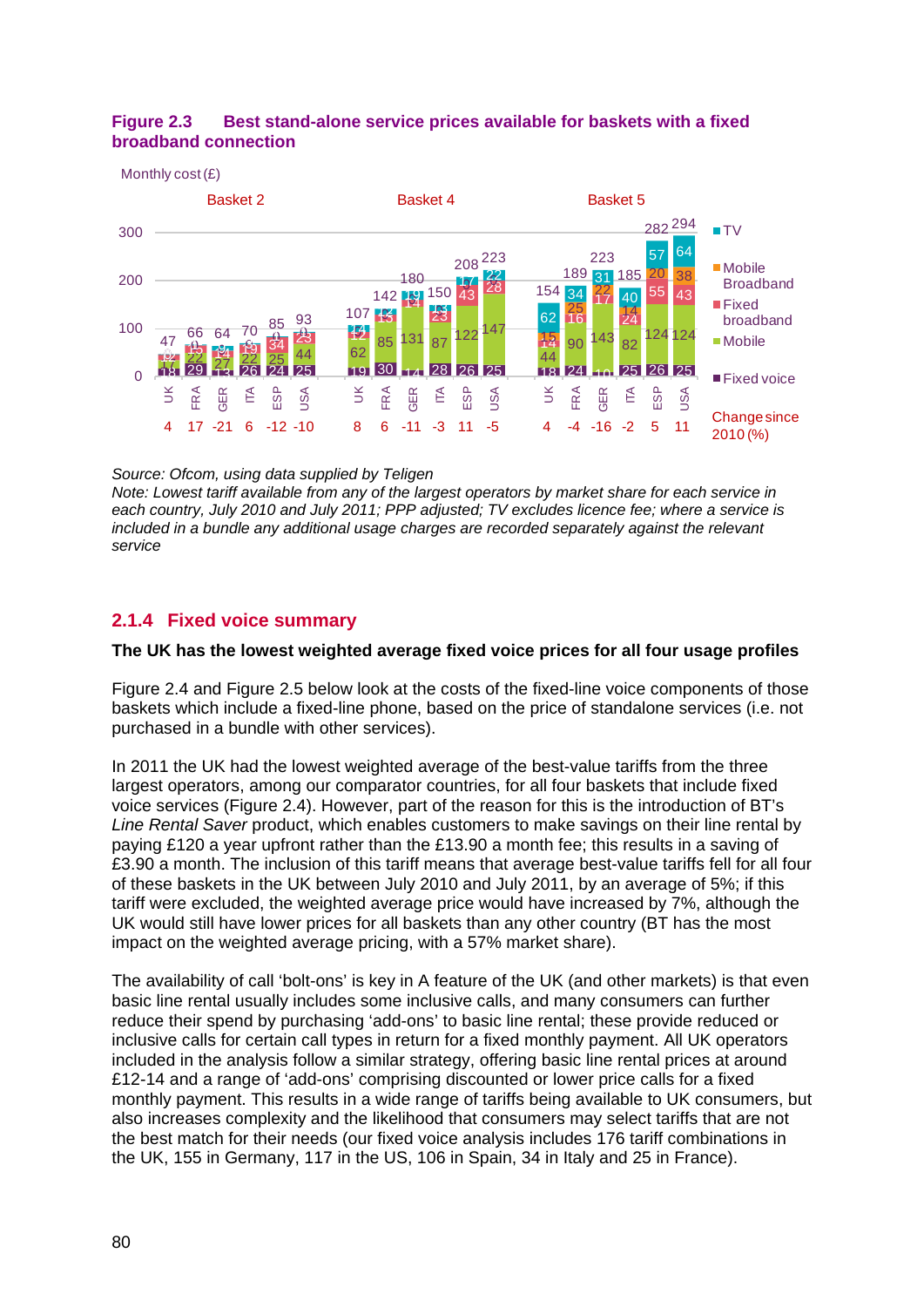**Figure 2.3 Best stand-alone service prices available for baskets with a fixed broadband connection**

Monthly cost (£)

Basket 2

Basket 4

Basket 5

300

200

100

0

TV

Mobile Broadband

Fixed broadband

Mobile

Fixed voice

UK FRA GER ITA ESP USA UK FRA GER ITA ESP USA UK FRA GER ITA ESP USA

47 66 64 70 85 93 107 142 180 150 208 223 154 189 223 185 282 294

Change since 2010 (%)

4 17 -21 6 -12 -10 8 6 -11 -3 11 -5 4 -4 -16 -2 5 11

*Source: Ofcom, using data supplied by Teligen*
*Note: Lowest tariff available from any of the largest operators by market share for each service in each country, July 2010 and July 2011; PPP adjusted; TV excludes licence fee; where a service is included in a bundle any additional usage charges are recorded separately against the relevant service*

## 2.1.4 Fixed voice summary

**The UK has the lowest weighted average fixed voice prices for all four usage profiles**

Figure 2.4 and Figure 2.5 below look at the costs of the fixed-line voice components of those baskets which include a fixed-line phone, based on the price of standalone services (i.e. not purchased in a bundle with other services).

In 2011 the UK had the lowest weighted average of the best-value tariffs from the three largest operators, among our comparator countries, for all four baskets that include fixed voice services (Figure 2.4). However, part of the reason for this is the introduction of BT's *Line Rental Saver* product, which enables customers to make savings on their line rental by paying £120 a year upfront rather than the £13.90 a month fee; this results in a saving of £3.90 a month. The inclusion of this tariff means that average best-value tariffs fell for all four of these baskets in the UK between July 2010 and July 2011, by an average of 5%; if this tariff were excluded, the weighted average price would have increased by 7%, although the UK would still have lower prices for all baskets than any other country (BT has the most impact on the weighted average pricing, with a 57% market share).

The availability of call 'bolt-ons' is key in A feature of the UK (and other markets) is that even basic line rental usually includes some inclusive calls, and many consumers can further reduce their spend by purchasing 'add-ons' to basic line rental; these provide reduced or inclusive calls for certain call types in return for a fixed monthly payment. All UK operators included in the analysis follow a similar strategy, offering basic line rental prices at around £12-14 and a range of 'add-ons' comprising discounted or lower price calls for a fixed monthly payment. This results in a wide range of tariffs being available to UK consumers, but also increases complexity and the likelihood that consumers may select tariffs that are not the best match for their needs (our fixed voice analysis includes 176 tariff combinations in the UK, 155 in Germany, 117 in the US, 106 in Spain, 34 in Italy and 25 in France).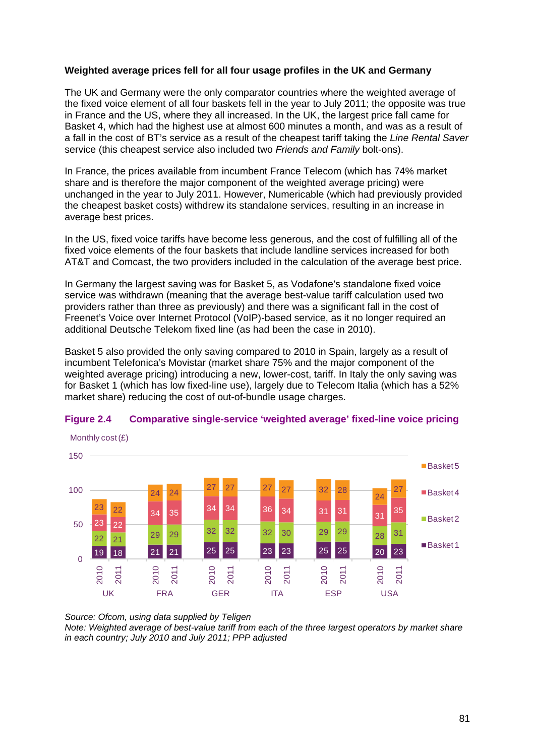**Weighted average prices fell for all four usage profiles in the UK and Germany**

The UK and Germany were the only comparator countries where the weighted average of the fixed voice element of all four baskets fell in the year to July 2011; the opposite was true in France and the US, where they all increased. In the UK, the largest price fall came for Basket 4, which had the highest use at almost 600 minutes a month, and was as a result of a fall in the cost of BT's service as a result of the cheapest tariff taking the *Line Rental Saver* service (this cheapest service also included two *Friends and Family* bolt-ons).

In France, the prices available from incumbent France Telecom (which has 74% market share and is therefore the major component of the weighted average pricing) were unchanged in the year to July 2011. However, Numericable (which had previously provided the cheapest basket costs) withdrew its standalone services, resulting in an increase in average best prices.

In the US, fixed voice tariffs have become less generous, and the cost of fulfilling all of the fixed voice elements of the four baskets that include landline services increased for both AT&T and Comcast, the two providers included in the calculation of the average best price.

In Germany the largest saving was for Basket 5, as Vodafone's standalone fixed voice service was withdrawn (meaning that the average best-value tariff calculation used two providers rather than three as previously) and there was a significant fall in the cost of Freenet's Voice over Internet Protocol (VoIP)-based service, as it no longer required an additional Deutsche Telekom fixed line (as had been the case in 2010).

Basket 5 also provided the only saving compared to 2010 in Spain, largely as a result of incumbent Telefonica's Movistar (market share 75% and the major component of the weighted average pricing) introducing a new, lower-cost, tariff. In Italy the only saving was for Basket 1 (which has low fixed-line use), largely due to Telecom Italia (which has a 52% market share) reducing the cost of out-of-bundle usage charges.

**Figure 2.4 Comparative single-service 'weighted average' fixed-line voice pricing**

Monthly cost (£)

| Country | Year | Basket 1 | Basket 2 | Basket 4 | Basket 5 |
|---|---|---|---|---|---|
| UK | 2010 | 19 | 22 | 23 | 23 |
| UK | 2011 | 18 | 21 | 22 | 22 |
| FRA | 2010 | 21 | 29 | 34 | 24 |
| FRA | 2011 | 21 | 29 | 35 | 24 |
| GER | 2010 | 25 | 32 | 34 | 27 |
| GER | 2011 | 25 | 32 | 34 | 27 |
| ITA | 2010 | 23 | 32 | 36 | 27 |
| ITA | 2011 | 23 | 30 | 34 | 27 |
| ESP | 2010 | 25 | 29 | 31 | 32 |
| ESP | 2011 | 25 | 29 | 31 | 28 |
| USA | 2010 | 20 | 28 | 31 | 24 |
| USA | 2011 | 23 | 31 | 35 | 27 |

*Source: Ofcom, using data supplied by Teligen*
*Note: Weighted average of best-value tariff from each of the three largest operators by market share in each country; July 2010 and July 2011; PPP adjusted*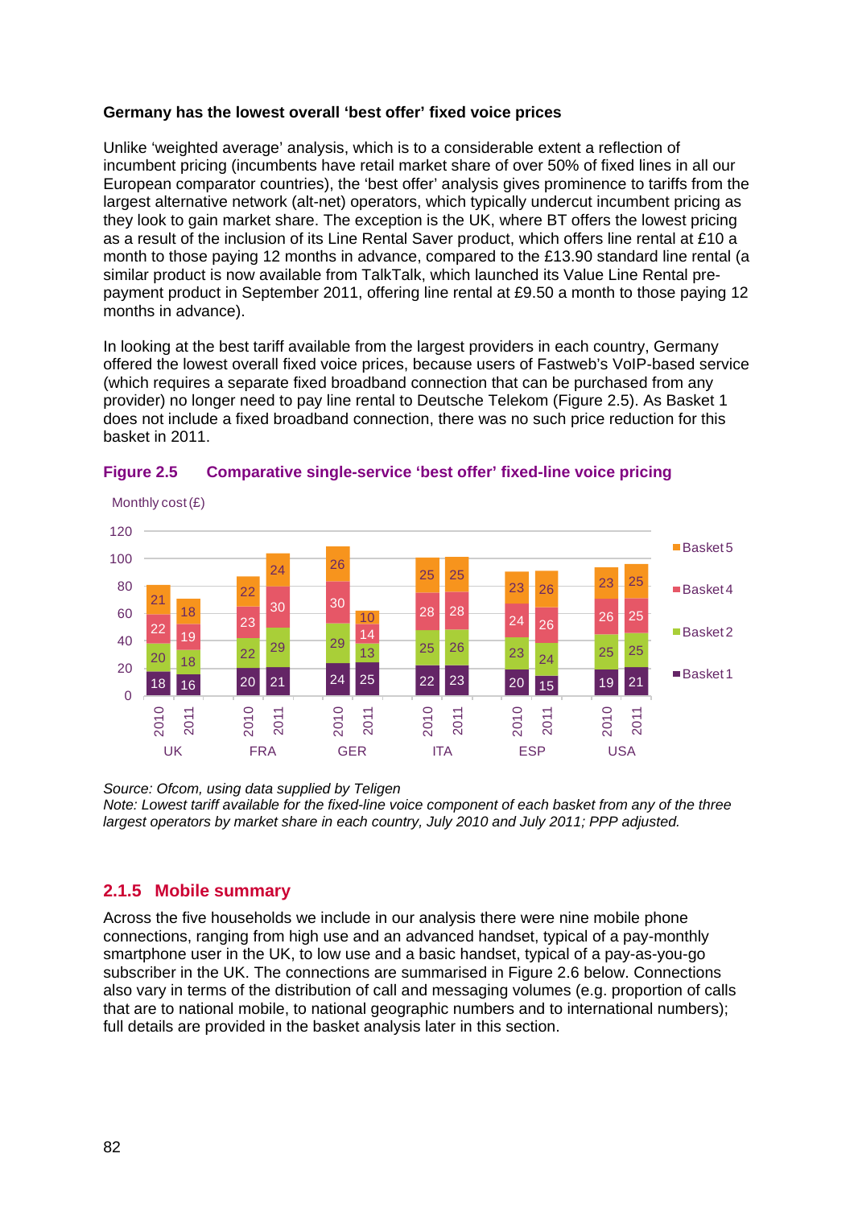**Germany has the lowest overall 'best offer' fixed voice prices**

Unlike 'weighted average' analysis, which is to a considerable extent a reflection of incumbent pricing (incumbents have retail market share of over 50% of fixed lines in all our European comparator countries), the 'best offer' analysis gives prominence to tariffs from the largest alternative network (alt-net) operators, which typically undercut incumbent pricing as they look to gain market share. The exception is the UK, where BT offers the lowest pricing as a result of the inclusion of its Line Rental Saver product, which offers line rental at £10 a month to those paying 12 months in advance, compared to the £13.90 standard line rental (a similar product is now available from TalkTalk, which launched its Value Line Rental pre-payment product in September 2011, offering line rental at £9.50 a month to those paying 12 months in advance).

In looking at the best tariff available from the largest providers in each country, Germany offered the lowest overall fixed voice prices, because users of Fastweb's VoIP-based service (which requires a separate fixed broadband connection that can be purchased from any provider) no longer need to pay line rental to Deutsche Telekom (Figure 2.5). As Basket 1 does not include a fixed broadband connection, there was no such price reduction for this basket in 2011.

**Figure 2.5 Comparative single-service 'best offer' fixed-line voice pricing**

Monthly cost (£)

120
100
80
60
40
20
0

UK 2010: 18, 20, 22, 21
UK 2011: 16, 18, 19, 18
FRA 2010: 20, 22, 23, 22
FRA 2011: 21, 29, 30, 24
GER 2010: 24, 29, 30, 26
GER 2011: 25, 13, 14, 10
ITA 2010: 22, 25, 28, 25
ITA 2011: 23, 26, 28, 25
ESP 2010: 20, 23, 24, 23
ESP 2011: 15, 24, 26, 26
USA 2010: 19, 25, 26, 23
USA 2011: 21, 25, 25, 25

Basket 5
Basket 4
Basket 2
Basket 1

*Source: Ofcom, using data supplied by Teligen*
*Note: Lowest tariff available for the fixed-line voice component of each basket from any of the three largest operators by market share in each country, July 2010 and July 2011; PPP adjusted.*

## 2.1.5 Mobile summary

Across the five households we include in our analysis there were nine mobile phone connections, ranging from high use and an advanced handset, typical of a pay-monthly smartphone user in the UK, to low use and a basic handset, typical of a pay-as-you-go subscriber in the UK. The connections are summarised in Figure 2.6 below. Connections also vary in terms of the distribution of call and messaging volumes (e.g. proportion of calls that are to national mobile, to national geographic numbers and to international numbers); full details are provided in the basket analysis later in this section.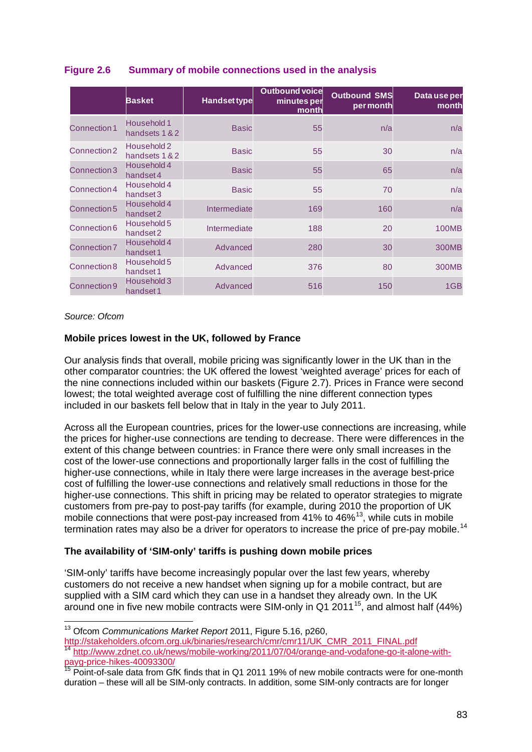**Figure 2.6 Summary of mobile connections used in the analysis**

| | Basket | Handset type | Outbound voice minutes per month | Outbound SMS per month | Data use per month |
|---|---|---|---|---|---|
| Connection 1 | Household 1 handsets 1 & 2 | Basic | 55 | n/a | n/a |
| Connection 2 | Household 2 handsets 1 & 2 | Basic | 55 | 30 | n/a |
| Connection 3 | Household 4 handset 4 | Basic | 55 | 65 | n/a |
| Connection 4 | Household 4 handset 3 | Basic | 55 | 70 | n/a |
| Connection 5 | Household 4 handset 2 | Intermediate | 169 | 160 | n/a |
| Connection 6 | Household 5 handset 2 | Intermediate | 188 | 20 | 100MB |
| Connection 7 | Household 4 handset 1 | Advanced | 280 | 30 | 300MB |
| Connection 8 | Household 5 handset 1 | Advanced | 376 | 80 | 300MB |
| Connection 9 | Household 3 handset 1 | Advanced | 516 | 150 | 1GB |

*Source: Ofcom*

**Mobile prices lowest in the UK, followed by France**

Our analysis finds that overall, mobile pricing was significantly lower in the UK than in the other comparator countries: the UK offered the lowest 'weighted average' prices for each of the nine connections included within our baskets (Figure 2.7). Prices in France were second lowest; the total weighted average cost of fulfilling the nine different connection types included in our baskets fell below that in Italy in the year to July 2011.

Across all the European countries, prices for the lower-use connections are increasing, while the prices for higher-use connections are tending to decrease. There were differences in the extent of this change between countries: in France there were only small increases in the cost of the lower-use connections and proportionally larger falls in the cost of fulfilling the higher-use connections, while in Italy there were large increases in the average best-price cost of fulfilling the lower-use connections and relatively small reductions in those for the higher-use connections. This shift in pricing may be related to operator strategies to migrate customers from pre-pay to post-pay tariffs (for example, during 2010 the proportion of UK mobile connections that were post-pay increased from 41% to 46%[13], while cuts in mobile termination rates may also be a driver for operators to increase the price of pre-pay mobile.[14]

**The availability of 'SIM-only' tariffs is pushing down mobile prices**

'SIM-only' tariffs have become increasingly popular over the last few years, whereby customers do not receive a new handset when signing up for a mobile contract, but are supplied with a SIM card which they can use in a handset they already own. In the UK around one in five new mobile contracts were SIM-only in Q1 2011[15], and almost half (44%)

---

[13] Ofcom *Communications Market Report* 2011, Figure 5.16, p260, http://stakeholders.ofcom.org.uk/binaries/research/cmr/cmr11/UK_CMR_2011_FINAL.pdf

[14] http://www.zdnet.co.uk/news/mobile-working/2011/07/04/orange-and-vodafone-go-it-alone-with-payg-price-hikes-40093300/

[15] Point-of-sale data from GfK finds that in Q1 2011 19% of new mobile contracts were for one-month duration – these will all be SIM-only contracts. In addition, some SIM-only contracts are for longer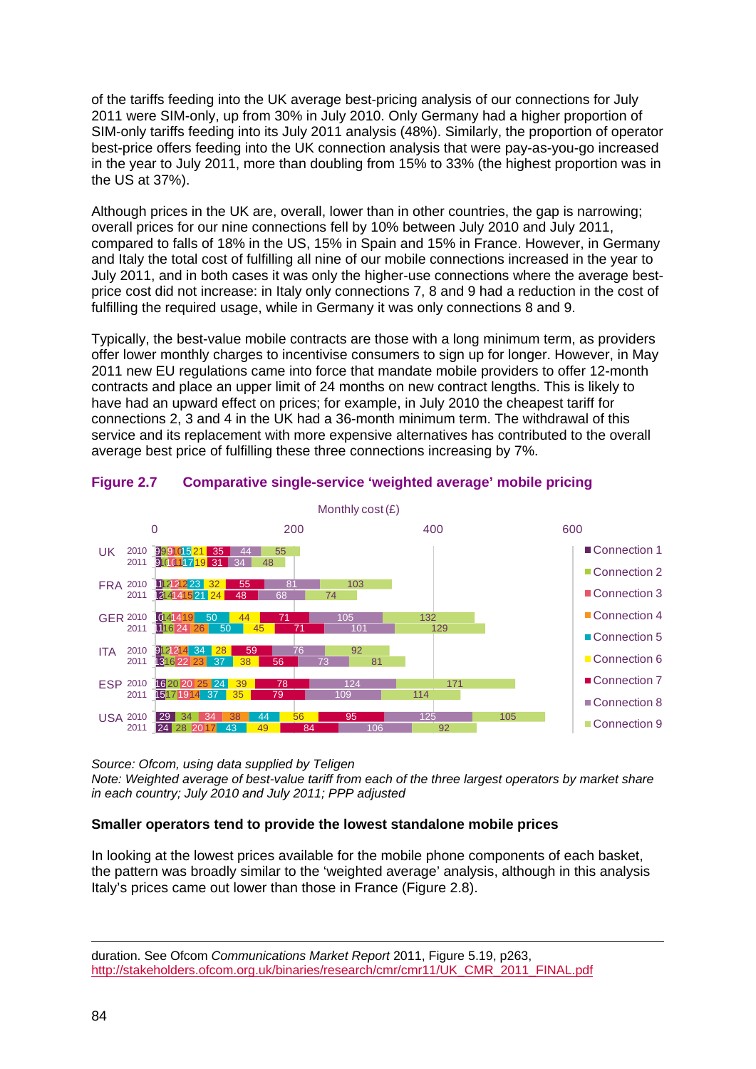of the tariffs feeding into the UK average best-pricing analysis of our connections for July 2011 were SIM-only, up from 30% in July 2010. Only Germany had a higher proportion of SIM-only tariffs feeding into its July 2011 analysis (48%). Similarly, the proportion of operator best-price offers feeding into the UK connection analysis that were pay-as-you-go increased in the year to July 2011, more than doubling from 15% to 33% (the highest proportion was in the US at 37%).

Although prices in the UK are, overall, lower than in other countries, the gap is narrowing; overall prices for our nine connections fell by 10% between July 2010 and July 2011, compared to falls of 18% in the US, 15% in Spain and 15% in France. However, in Germany and Italy the total cost of fulfilling all nine of our mobile connections increased in the year to July 2011, and in both cases it was only the higher-use connections where the average best-price cost did not increase: in Italy only connections 7, 8 and 9 had a reduction in the cost of fulfilling the required usage, while in Germany it was only connections 8 and 9.

Typically, the best-value mobile contracts are those with a long minimum term, as providers offer lower monthly charges to incentivise consumers to sign up for longer. However, in May 2011 new EU regulations came into force that mandate mobile providers to offer 12-month contracts and place an upper limit of 24 months on new contract lengths. This is likely to have had an upward effect on prices; for example, in July 2010 the cheapest tariff for connections 2, 3 and 4 in the UK had a 36-month minimum term. The withdrawal of this service and its replacement with more expensive alternatives has contributed to the overall average best price of fulfilling these three connections increasing by 7%.

**Figure 2.7 Comparative single-service 'weighted average' mobile pricing**

Monthly cost (£)

0 200 400 600

UK 2010: 9 9 9 10 15 21 35 44 55
UK 2011: 9 10 11 17 19 31 34 48
FRA 2010: 11 12 12 12 23 32 55 81 103
FRA 2011: 12 14 14 15 21 24 48 68 74
GER 2010: 10 14 14 19 50 44 71 105 132
GER 2011: 11 16 24 26 50 45 71 101 129
ITA 2010: 9 12 12 14 34 28 59 76 92
ITA 2011: 13 16 22 23 37 38 56 73 81
ESP 2010: 16 20 20 25 24 39 78 124 171
ESP 2011: 15 17 19 14 37 35 79 109 114
USA 2010: 29 34 34 38 44 56 95 125 105
USA 2011: 24 28 20 17 43 49 84 106 92

Connection 1, Connection 2, Connection 3, Connection 4, Connection 5, Connection 6, Connection 7, Connection 8, Connection 9

*Source: Ofcom, using data supplied by Teligen*
*Note: Weighted average of best-value tariff from each of the three largest operators by market share in each country; July 2010 and July 2011; PPP adjusted*

**Smaller operators tend to provide the lowest standalone mobile prices**

In looking at the lowest prices available for the mobile phone components of each basket, the pattern was broadly similar to the 'weighted average' analysis, although in this analysis Italy's prices came out lower than those in France (Figure 2.8).

---

duration. See Ofcom *Communications Market Report* 2011, Figure 5.19, p263, http://stakeholders.ofcom.org.uk/binaries/research/cmr/cmr11/UK_CMR_2011_FINAL.pdf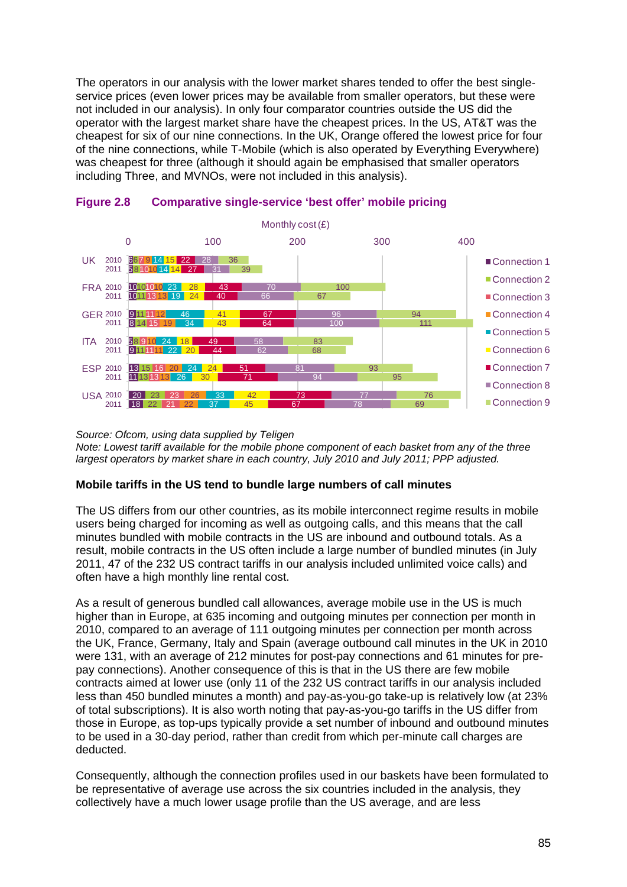The operators in our analysis with the lower market shares tended to offer the best single-service prices (even lower prices may be available from smaller operators, but these were not included in our analysis). In only four comparator countries outside the US did the operator with the largest market share have the cheapest prices. In the US, AT&T was the cheapest for six of our nine connections. In the UK, Orange offered the lowest price for four of the nine connections, while T-Mobile (which is also operated by Everything Everywhere) was cheapest for three (although it should again be emphasised that smaller operators including Three, and MVNOs, were not included in this analysis).

**Figure 2.8 Comparative single-service 'best offer' mobile pricing**

Monthly cost (£)

0 100 200 300 400

UK 2010: 6 6 7 9 14 15 22 28 36
UK 2011: 5 8 10 10 14 14 27 31 39
FRA 2010: 10 10 10 10 23 28 43 70 100
FRA 2011: 10 11 13 13 19 24 40 66 67
GER 2010: 9 11 11 12 46 41 67 96 94
GER 2011: 8 14 15 19 34 43 64 100 111
ITA 2010: 5 8 9 10 24 18 49 58 83
ITA 2011: 9 11 11 11 22 20 44 62 68
ESP 2010: 13 15 16 20 24 24 51 81 93
ESP 2011: 11 13 13 13 26 30 71 94 95
USA 2010: 20 23 23 26 33 42 73 77 76
USA 2011: 18 22 21 22 37 45 67 78 69

Connection 1, Connection 2, Connection 3, Connection 4, Connection 5, Connection 6, Connection 7, Connection 8, Connection 9

*Source: Ofcom, using data supplied by Teligen*
*Note: Lowest tariff available for the mobile phone component of each basket from any of the three largest operators by market share in each country, July 2010 and July 2011; PPP adjusted.*

**Mobile tariffs in the US tend to bundle large numbers of call minutes**

The US differs from our other countries, as its mobile interconnect regime results in mobile users being charged for incoming as well as outgoing calls, and this means that the call minutes bundled with mobile contracts in the US are inbound and outbound totals. As a result, mobile contracts in the US often include a large number of bundled minutes (in July 2011, 47 of the 232 US contract tariffs in our analysis included unlimited voice calls) and often have a high monthly line rental cost.

As a result of generous bundled call allowances, average mobile use in the US is much higher than in Europe, at 635 incoming and outgoing minutes per connection per month in 2010, compared to an average of 111 outgoing minutes per connection per month across the UK, France, Germany, Italy and Spain (average outbound call minutes in the UK in 2010 were 131, with an average of 212 minutes for post-pay connections and 61 minutes for pre-pay connections). Another consequence of this is that in the US there are few mobile contracts aimed at lower use (only 11 of the 232 US contract tariffs in our analysis included less than 450 bundled minutes a month) and pay-as-you-go take-up is relatively low (at 23% of total subscriptions). It is also worth noting that pay-as-you-go tariffs in the US differ from those in Europe, as top-ups typically provide a set number of inbound and outbound minutes to be used in a 30-day period, rather than credit from which per-minute call charges are deducted.

Consequently, although the connection profiles used in our baskets have been formulated to be representative of average use across the six countries included in the analysis, they collectively have a much lower usage profile than the US average, and are less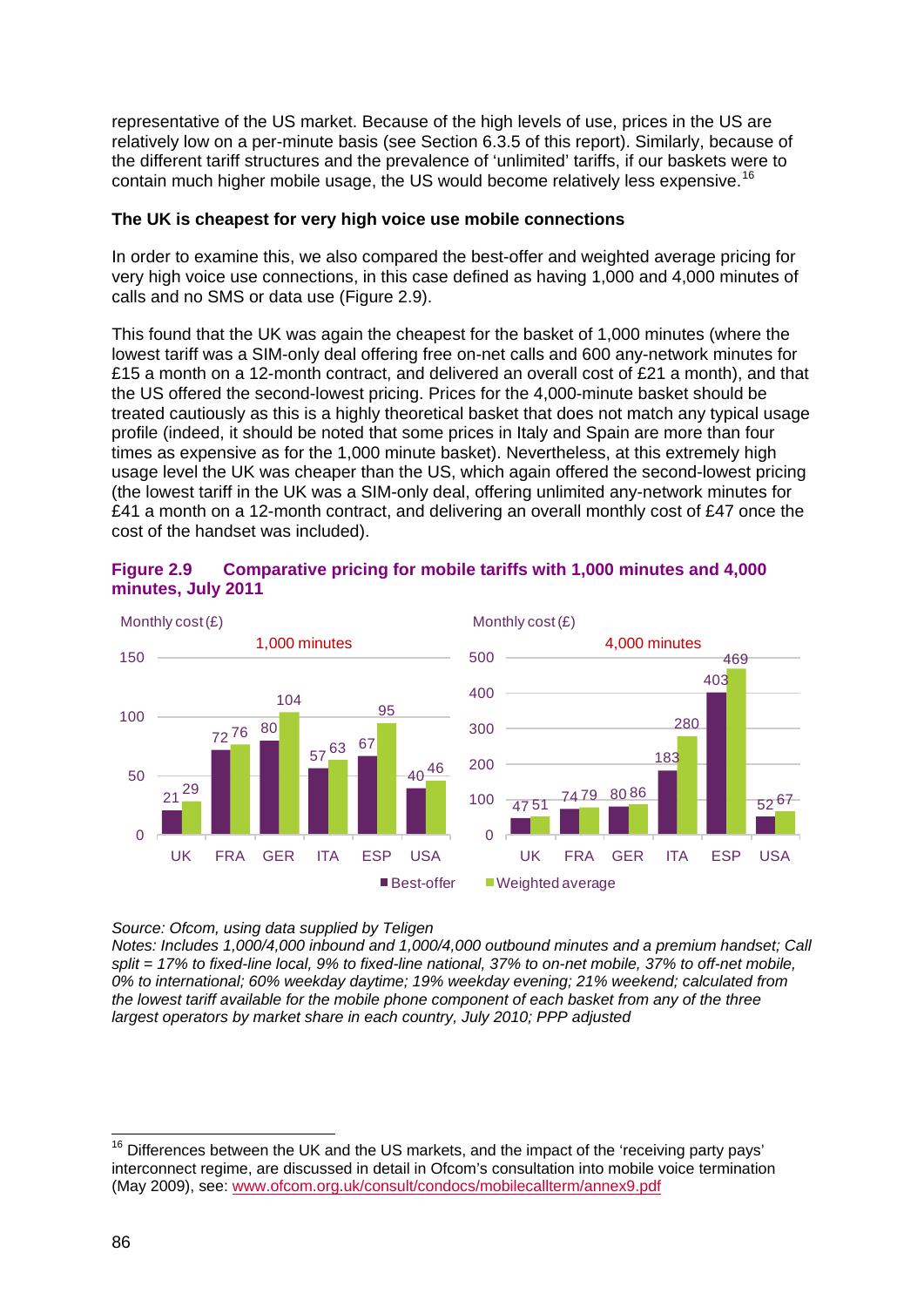representative of the US market. Because of the high levels of use, prices in the US are relatively low on a per-minute basis (see Section 6.3.5 of this report). Similarly, because of the different tariff structures and the prevalence of 'unlimited' tariffs, if our baskets were to contain much higher mobile usage, the US would become relatively less expensive.[16]

**The UK is cheapest for very high voice use mobile connections**

In order to examine this, we also compared the best-offer and weighted average pricing for very high voice use connections, in this case defined as having 1,000 and 4,000 minutes of calls and no SMS or data use (Figure 2.9).

This found that the UK was again the cheapest for the basket of 1,000 minutes (where the lowest tariff was a SIM-only deal offering free on-net calls and 600 any-network minutes for £15 a month on a 12-month contract, and delivered an overall cost of £21 a month), and that the US offered the second-lowest pricing. Prices for the 4,000-minute basket should be treated cautiously as this is a highly theoretical basket that does not match any typical usage profile (indeed, it should be noted that some prices in Italy and Spain are more than four times as expensive as for the 1,000 minute basket). Nevertheless, at this extremely high usage level the UK was cheaper than the US, which again offered the second-lowest pricing (the lowest tariff in the UK was a SIM-only deal, offering unlimited any-network minutes for £41 a month on a 12-month contract, and delivering an overall monthly cost of £47 once the cost of the handset was included).

**Figure 2.9 Comparative pricing for mobile tariffs with 1,000 minutes and 4,000 minutes, July 2011**

Monthly cost (£)
1,000 minutes
150
100
50
0
UK: 21, 29
FRA: 72, 76
GER: 80, 104
ITA: 57, 63
ESP: 67, 95
USA: 40, 46

Monthly cost (£)
4,000 minutes
500
400
300
200
100
0
UK: 47, 51
FRA: 74, 79
GER: 80, 86
ITA: 183, 280
ESP: 403, 469
USA: 52, 67

Best-offer
Weighted average

*Source: Ofcom, using data supplied by Teligen*
*Notes: Includes 1,000/4,000 inbound and 1,000/4,000 outbound minutes and a premium handset; Call split = 17% to fixed-line local, 9% to fixed-line national, 37% to on-net mobile, 37% to off-net mobile, 0% to international; 60% weekday daytime; 19% weekday evening; 21% weekend; calculated from the lowest tariff available for the mobile phone component of each basket from any of the three largest operators by market share in each country, July 2010; PPP adjusted*

[16] Differences between the UK and the US markets, and the impact of the 'receiving party pays' interconnect regime, are discussed in detail in Ofcom's consultation into mobile voice termination (May 2009), see: www.ofcom.org.uk/consult/condocs/mobilecallterm/annex9.pdf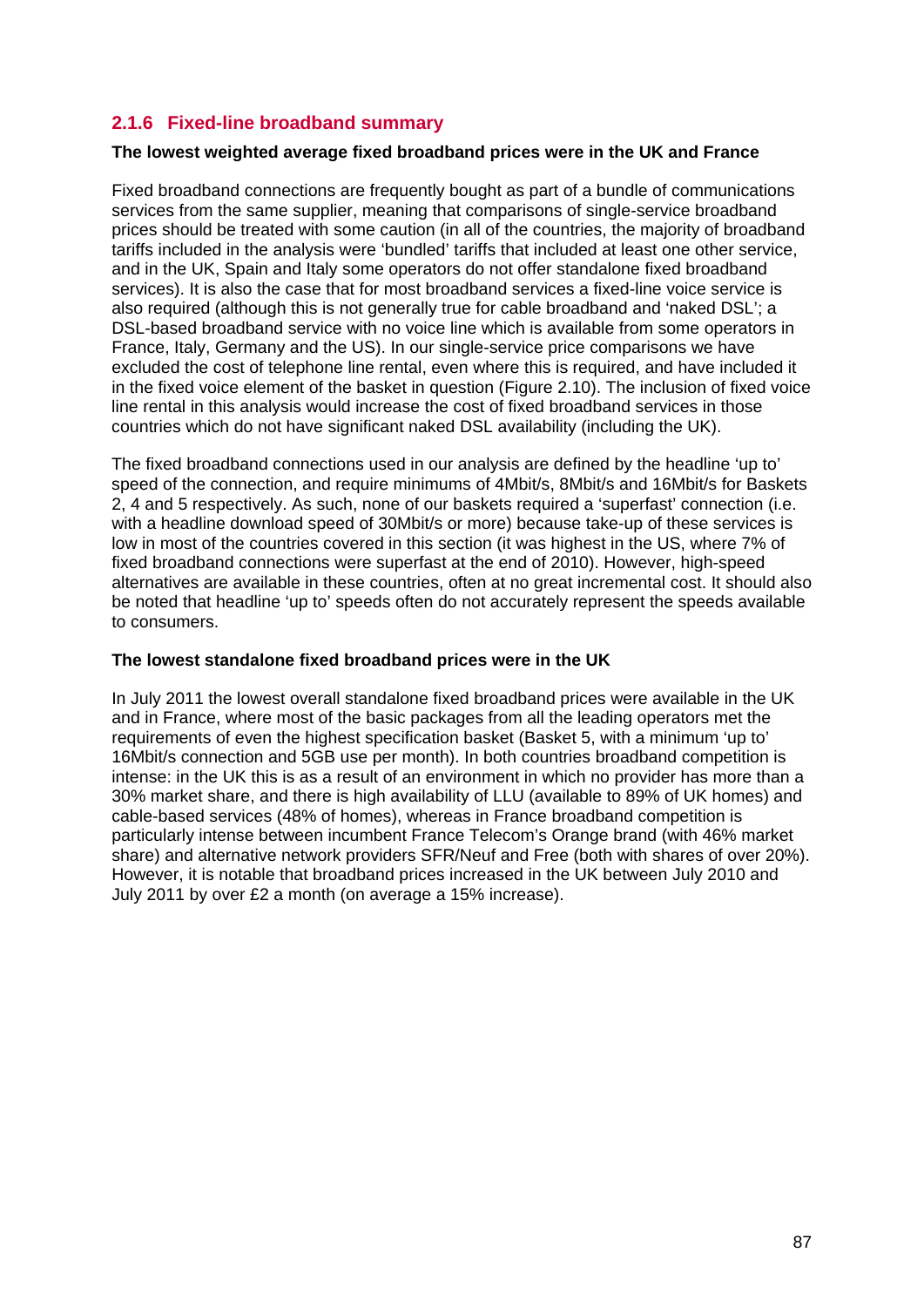### 2.1.6 Fixed-line broadband summary

**The lowest weighted average fixed broadband prices were in the UK and France**

Fixed broadband connections are frequently bought as part of a bundle of communications services from the same supplier, meaning that comparisons of single-service broadband prices should be treated with some caution (in all of the countries, the majority of broadband tariffs included in the analysis were 'bundled' tariffs that included at least one other service, and in the UK, Spain and Italy some operators do not offer standalone fixed broadband services). It is also the case that for most broadband services a fixed-line voice service is also required (although this is not generally true for cable broadband and 'naked DSL'; a DSL-based broadband service with no voice line which is available from some operators in France, Italy, Germany and the US). In our single-service price comparisons we have excluded the cost of telephone line rental, even where this is required, and have included it in the fixed voice element of the basket in question (Figure 2.10). The inclusion of fixed voice line rental in this analysis would increase the cost of fixed broadband services in those countries which do not have significant naked DSL availability (including the UK).

The fixed broadband connections used in our analysis are defined by the headline 'up to' speed of the connection, and require minimums of 4Mbit/s, 8Mbit/s and 16Mbit/s for Baskets 2, 4 and 5 respectively. As such, none of our baskets required a 'superfast' connection (i.e. with a headline download speed of 30Mbit/s or more) because take-up of these services is low in most of the countries covered in this section (it was highest in the US, where 7% of fixed broadband connections were superfast at the end of 2010). However, high-speed alternatives are available in these countries, often at no great incremental cost. It should also be noted that headline 'up to' speeds often do not accurately represent the speeds available to consumers.

**The lowest standalone fixed broadband prices were in the UK**

In July 2011 the lowest overall standalone fixed broadband prices were available in the UK and in France, where most of the basic packages from all the leading operators met the requirements of even the highest specification basket (Basket 5, with a minimum 'up to' 16Mbit/s connection and 5GB use per month). In both countries broadband competition is intense: in the UK this is as a result of an environment in which no provider has more than a 30% market share, and there is high availability of LLU (available to 89% of UK homes) and cable-based services (48% of homes), whereas in France broadband competition is particularly intense between incumbent France Telecom's Orange brand (with 46% market share) and alternative network providers SFR/Neuf and Free (both with shares of over 20%). However, it is notable that broadband prices increased in the UK between July 2010 and July 2011 by over £2 a month (on average a 15% increase).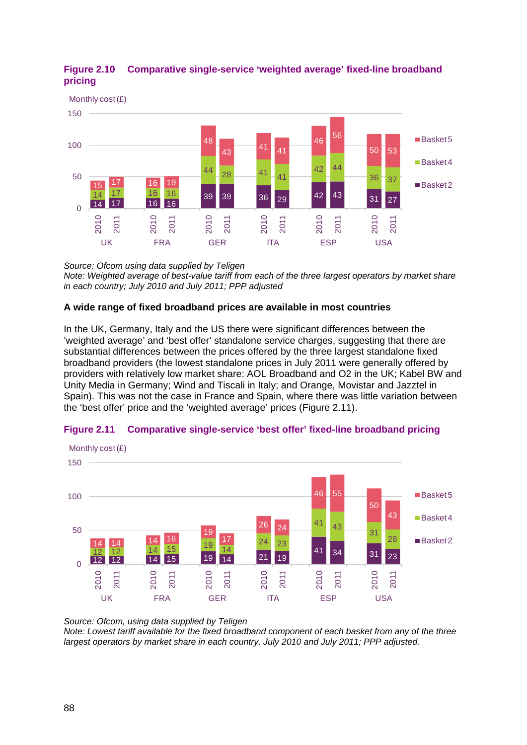**Figure 2.10 Comparative single-service 'weighted average' fixed-line broadband pricing**

Monthly cost (£)

150

100

50

0

UK: 2010 — 14, 14, 15; 2011 — 17, 17, 17

FRA: 2010 — 16, 16, 16; 2011 — 16, 16, 19

GER: 2010 — 39, 44, 48; 2011 — 39, 28, 43

ITA: 2010 — 36, 41, 41; 2011 — 29, 41, 41

ESP: 2010 — 42, 42, 46; 2011 — 43, 44, 56

USA: 2010 — 31, 36, 50; 2011 — 27, 37, 53

Basket 5
Basket 4
Basket 2

*Source: Ofcom using data supplied by Teligen*
*Note: Weighted average of best-value tariff from each of the three largest operators by market share in each country; July 2010 and July 2011; PPP adjusted*

**A wide range of fixed broadband prices are available in most countries**

In the UK, Germany, Italy and the US there were significant differences between the 'weighted average' and 'best offer' standalone service charges, suggesting that there are substantial differences between the prices offered by the three largest standalone fixed broadband providers (the lowest standalone prices in July 2011 were generally offered by providers with relatively low market share: AOL Broadband and O2 in the UK; Kabel BW and Unity Media in Germany; Wind and Tiscali in Italy; and Orange, Movistar and Jazztel in Spain). This was not the case in France and Spain, where there was little variation between the 'best offer' price and the 'weighted average' prices (Figure 2.11).

**Figure 2.11 Comparative single-service 'best offer' fixed-line broadband pricing**

Monthly cost (£)

150

100

50

0

UK: 2010 — 12, 12, 14; 2011 — 12, 12, 14

FRA: 2010 — 14, 14, 14; 2011 — 15, 15, 16

GER: 2010 — 19, 19, 19; 2011 — 14, 14, 17

ITA: 2010 — 21, 24, 26; 2011 — 19, 23, 24

ESP: 2010 — 41, 41, 46; 2011 — 34, 43, 55

USA: 2010 — 31, 31, 50; 2011 — 23, 28, 43

Basket 5
Basket 4
Basket 2

*Source: Ofcom, using data supplied by Teligen*
*Note: Lowest tariff available for the fixed broadband component of each basket from any of the three largest operators by market share in each country, July 2010 and July 2011; PPP adjusted.*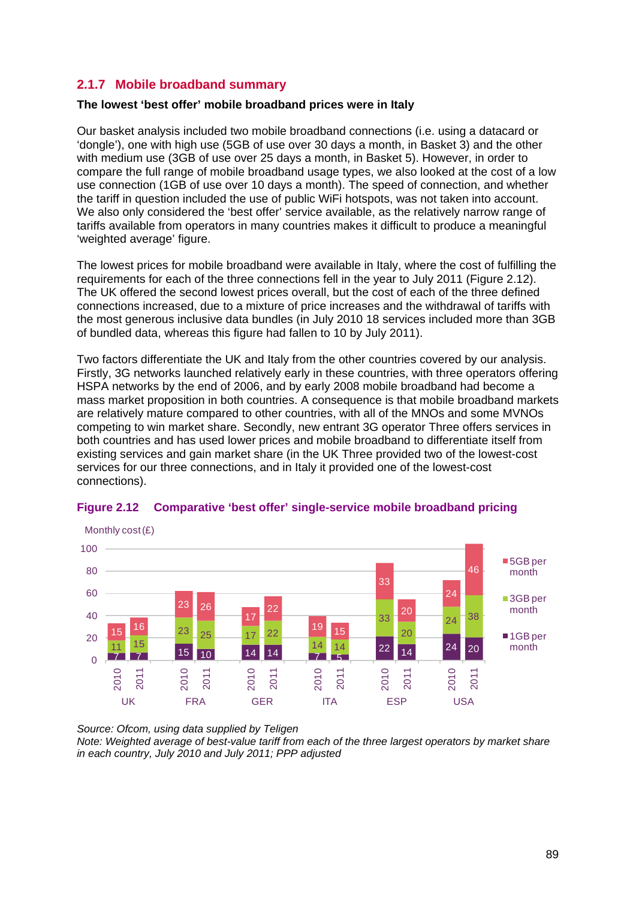### 2.1.7 Mobile broadband summary

**The lowest 'best offer' mobile broadband prices were in Italy**

Our basket analysis included two mobile broadband connections (i.e. using a datacard or 'dongle'), one with high use (5GB of use over 30 days a month, in Basket 3) and the other with medium use (3GB of use over 25 days a month, in Basket 5). However, in order to compare the full range of mobile broadband usage types, we also looked at the cost of a low use connection (1GB of use over 10 days a month). The speed of connection, and whether the tariff in question included the use of public WiFi hotspots, was not taken into account. We also only considered the 'best offer' service available, as the relatively narrow range of tariffs available from operators in many countries makes it difficult to produce a meaningful 'weighted average' figure.

The lowest prices for mobile broadband were available in Italy, where the cost of fulfilling the requirements for each of the three connections fell in the year to July 2011 (Figure 2.12). The UK offered the second lowest prices overall, but the cost of each of the three defined connections increased, due to a mixture of price increases and the withdrawal of tariffs with the most generous inclusive data bundles (in July 2010 18 services included more than 3GB of bundled data, whereas this figure had fallen to 10 by July 2011).

Two factors differentiate the UK and Italy from the other countries covered by our analysis. Firstly, 3G networks launched relatively early in these countries, with three operators offering HSPA networks by the end of 2006, and by early 2008 mobile broadband had become a mass market proposition in both countries. A consequence is that mobile broadband markets are relatively mature compared to other countries, with all of the MNOs and some MVNOs competing to win market share. Secondly, new entrant 3G operator Three offers services in both countries and has used lower prices and mobile broadband to differentiate itself from existing services and gain market share (in the UK Three provided two of the lowest-cost services for our three connections, and in Italy it provided one of the lowest-cost connections).

**Figure 2.12 Comparative 'best offer' single-service mobile broadband pricing**

Monthly cost (£)

| Country | Year | 1GB per month | 3GB per month | 5GB per month |
|---|---|---|---|---|
| UK | 2010 | 7 | 11 | 15 |
| UK | 2011 | 7 | 15 | 16 |
| FRA | 2010 | 15 | 23 | 23 |
| FRA | 2011 | 10 | 25 | 26 |
| GER | 2010 | 14 | 17 | 17 |
| GER | 2011 | 14 | 22 | 22 |
| ITA | 2010 | 7 | 14 | 19 |
| ITA | 2011 | 5 | 14 | 15 |
| ESP | 2010 | 22 | 33 | 33 |
| ESP | 2011 | 14 | 20 | 20 |
| USA | 2010 | 24 | 24 | 24 |
| USA | 2011 | 20 | 38 | 46 |

*Source: Ofcom, using data supplied by Teligen*
*Note: Weighted average of best-value tariff from each of the three largest operators by market share in each country, July 2010 and July 2011; PPP adjusted*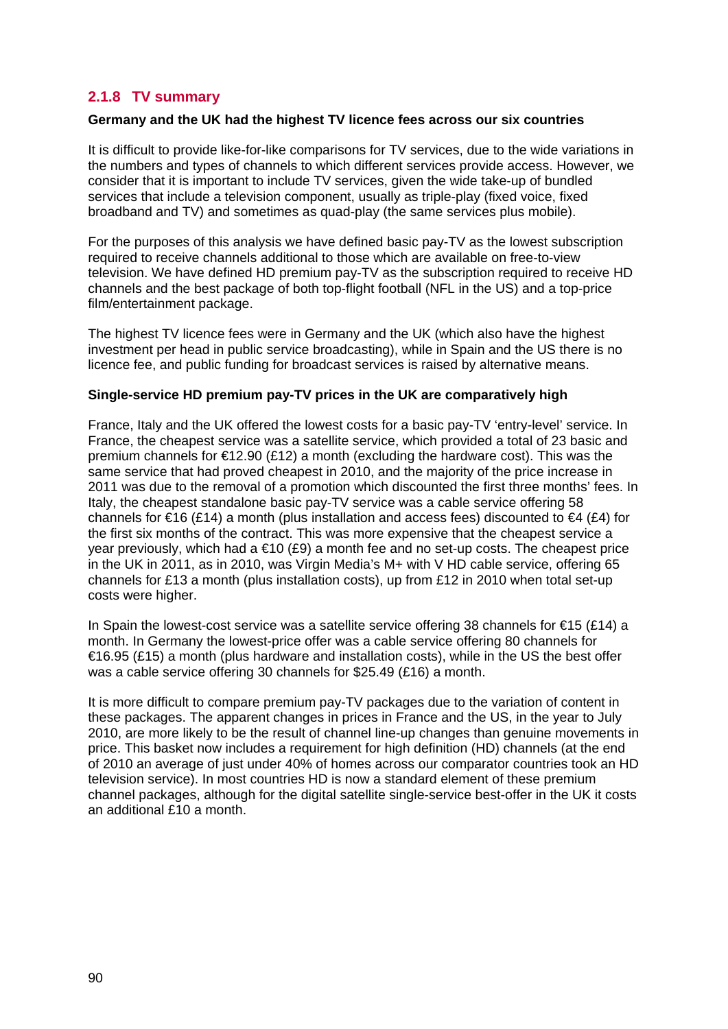### 2.1.8 TV summary

**Germany and the UK had the highest TV licence fees across our six countries**

It is difficult to provide like-for-like comparisons for TV services, due to the wide variations in the numbers and types of channels to which different services provide access. However, we consider that it is important to include TV services, given the wide take-up of bundled services that include a television component, usually as triple-play (fixed voice, fixed broadband and TV) and sometimes as quad-play (the same services plus mobile).

For the purposes of this analysis we have defined basic pay-TV as the lowest subscription required to receive channels additional to those which are available on free-to-view television. We have defined HD premium pay-TV as the subscription required to receive HD channels and the best package of both top-flight football (NFL in the US) and a top-price film/entertainment package.

The highest TV licence fees were in Germany and the UK (which also have the highest investment per head in public service broadcasting), while in Spain and the US there is no licence fee, and public funding for broadcast services is raised by alternative means.

**Single-service HD premium pay-TV prices in the UK are comparatively high**

France, Italy and the UK offered the lowest costs for a basic pay-TV 'entry-level' service. In France, the cheapest service was a satellite service, which provided a total of 23 basic and premium channels for €12.90 (£12) a month (excluding the hardware cost). This was the same service that had proved cheapest in 2010, and the majority of the price increase in 2011 was due to the removal of a promotion which discounted the first three months' fees. In Italy, the cheapest standalone basic pay-TV service was a cable service offering 58 channels for €16 (£14) a month (plus installation and access fees) discounted to €4 (£4) for the first six months of the contract. This was more expensive that the cheapest service a year previously, which had a €10 (£9) a month fee and no set-up costs. The cheapest price in the UK in 2011, as in 2010, was Virgin Media's M+ with V HD cable service, offering 65 channels for £13 a month (plus installation costs), up from £12 in 2010 when total set-up costs were higher.

In Spain the lowest-cost service was a satellite service offering 38 channels for €15 (£14) a month. In Germany the lowest-price offer was a cable service offering 80 channels for €16.95 (£15) a month (plus hardware and installation costs), while in the US the best offer was a cable service offering 30 channels for $25.49 (£16) a month.

It is more difficult to compare premium pay-TV packages due to the variation of content in these packages. The apparent changes in prices in France and the US, in the year to July 2010, are more likely to be the result of channel line-up changes than genuine movements in price. This basket now includes a requirement for high definition (HD) channels (at the end of 2010 an average of just under 40% of homes across our comparator countries took an HD television service). In most countries HD is now a standard element of these premium channel packages, although for the digital satellite single-service best-offer in the UK it costs an additional £10 a month.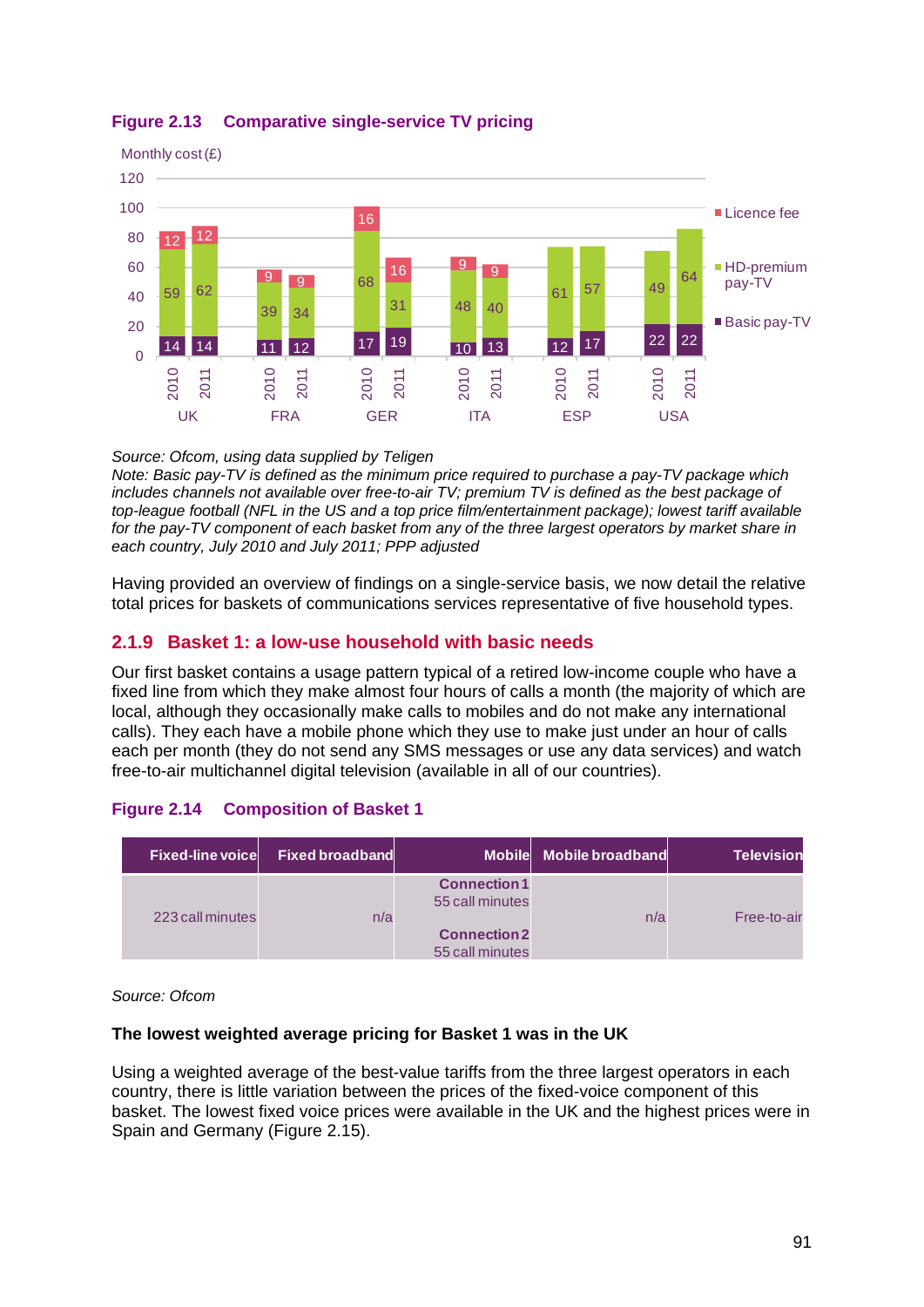**Figure 2.13 Comparative single-service TV pricing**

Monthly cost (£)

120
100
80
60
40
20
0

UK: 2010: 14, 59, 12; 2011: 14, 62, 12
FRA: 2010: 11, 39, 9; 2011: 12, 34, 9
GER: 2010: 17, 68, 16; 2011: 19, 31, 16
ITA: 2010: 10, 48, 9; 2011: 13, 40, 9
ESP: 2010: 12, 61; 2011: 17, 57
USA: 2010: 22, 49; 2011: 22, 64

Licence fee
HD-premium pay-TV
Basic pay-TV

*Source: Ofcom, using data supplied by Teligen*
*Note: Basic pay-TV is defined as the minimum price required to purchase a pay-TV package which includes channels not available over free-to-air TV; premium TV is defined as the best package of top-league football (NFL in the US and a top premium film/entertainment package); lowest tariff available for the pay-TV component of each basket from any of the three largest operators by market share in each country, July 2010 and July 2011; PPP adjusted*

Having provided an overview of findings on a single-service basis, we now detail the relative total prices for baskets of communications services representative of five household types.

## 2.1.9 Basket 1: a low-use household with basic needs

Our first basket contains a usage pattern typical of a retired low-income couple who have a fixed line from which they make almost four hours of calls a month (the majority of which are local, although they occasionally make calls to mobiles and do not make any international calls). They each have a mobile phone which they use to make just under an hour of calls each per month (they do not send any SMS messages or use any data services) and watch free-to-air multichannel digital television (available in all of our countries).

**Figure 2.14 Composition of Basket 1**

| Fixed-line voice | Fixed broadband | Mobile | Mobile broadband | Television |
|---|---|---|---|---|
| 223 call minutes | n/a | **Connection 1** 55 call minutes **Connection 2** 55 call minutes | n/a | Free-to-air |

*Source: Ofcom*

**The lowest weighted average pricing for Basket 1 was in the UK**

Using a weighted average of the best-value tariffs from the three largest operators in each country, there is little variation between the prices of the fixed-voice component of this basket. The lowest fixed voice prices were available in the UK and the highest prices were in Spain and Germany (Figure 2.15).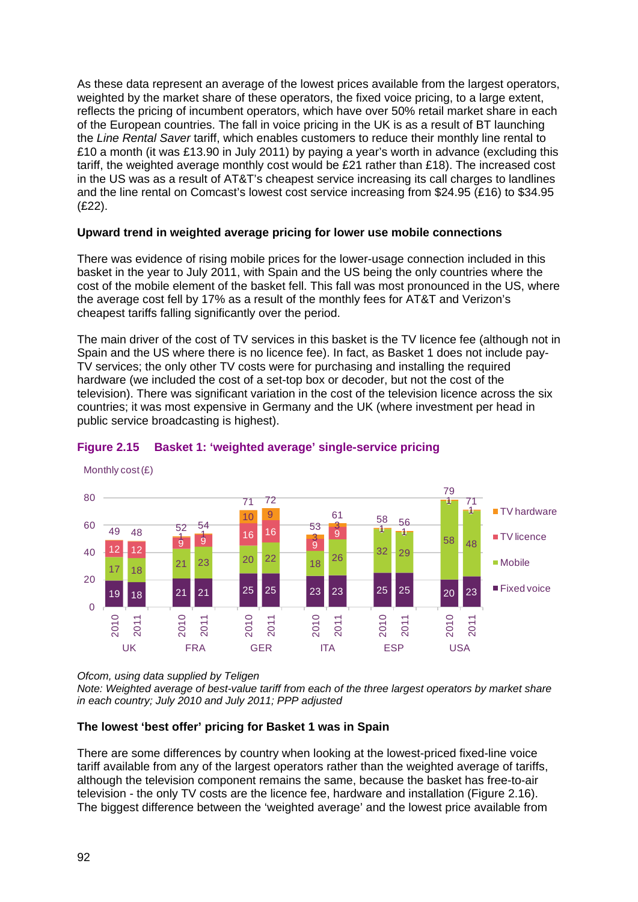As these data represent an average of the lowest prices available from the largest operators, weighted by the market share of these operators, the fixed voice pricing, to a large extent, reflects the pricing of incumbent operators, which have over 50% retail market share in each of the European countries. The fall in voice pricing in the UK is as a result of BT launching the *Line Rental Saver* tariff, which enables customers to reduce their monthly line rental to £10 a month (it was £13.90 in July 2011) by paying a year's worth in advance (excluding this tariff, the weighted average monthly cost would be £21 rather than £18). The increased cost in the US was as a result of AT&T's cheapest service increasing its call charges to landlines and the line rental on Comcast's lowest cost service increasing from $24.95 (£16) to $34.95 (£22).

**Upward trend in weighted average pricing for lower use mobile connections**

There was evidence of rising mobile prices for the lower-usage connection included in this basket in the year to July 2011, with Spain and the US being the only countries where the cost of the mobile element of the basket fell. This fall was most pronounced in the US, where the average cost fell by 17% as a result of the monthly fees for AT&T and Verizon's cheapest tariffs falling significantly over the period.

The main driver of the cost of TV services in this basket is the TV licence fee (although not in Spain and the US where there is no licence fee). In fact, as Basket 1 does not include pay-TV services; the only other TV costs were for purchasing and installing the required hardware (we included the cost of a set-top box or decoder, but not the cost of the television). There was significant variation in the cost of the television licence across the six countries; it was most expensive in Germany and the UK (where investment per head in public service broadcasting is highest).

**Figure 2.15 Basket 1: 'weighted average' single-service pricing**

Monthly cost (£)

| Country | Year | Fixed voice | Mobile | TV licence | TV hardware | Total |
|---|---|---|---|---|---|---|
| UK | 2010 | 19 | 17 | 12 | | 49 |
| UK | 2011 | 18 | 18 | 12 | | 48 |
| FRA | 2010 | 21 | 21 | 9 | 1 | 52 |
| FRA | 2011 | 21 | 23 | 9 | 1 | 54 |
| GER | 2010 | 25 | 20 | 16 | 10 | 71 |
| GER | 2011 | 25 | 22 | 16 | 9 | 72 |
| ITA | 2010 | 23 | 18 | 9 | 3 | 53 |
| ITA | 2011 | 23 | 26 | 9 | 3 | 61 |
| ESP | 2010 | 25 | 32 | | 1 | 58 |
| ESP | 2011 | 25 | 29 | | 1 | 56 |
| USA | 2010 | 20 | 58 | | 1 | 79 |
| USA | 2011 | 23 | 48 | | 1 | 71 |

*Ofcom, using data supplied by Teligen*
*Note: Weighted average of best-value tariff from each of the three largest operators by market share in each country; July 2010 and July 2011; PPP adjusted*

**The lowest 'best offer' pricing for Basket 1 was in Spain**

There are some differences by country when looking at the lowest-priced fixed-line voice tariff available from any of the largest operators rather than the weighted average of tariffs, although the television component remains the same, because the basket has free-to-air television - the only TV costs are the licence fee, hardware and installation (Figure 2.16). The biggest difference between the 'weighted average' and the lowest price available from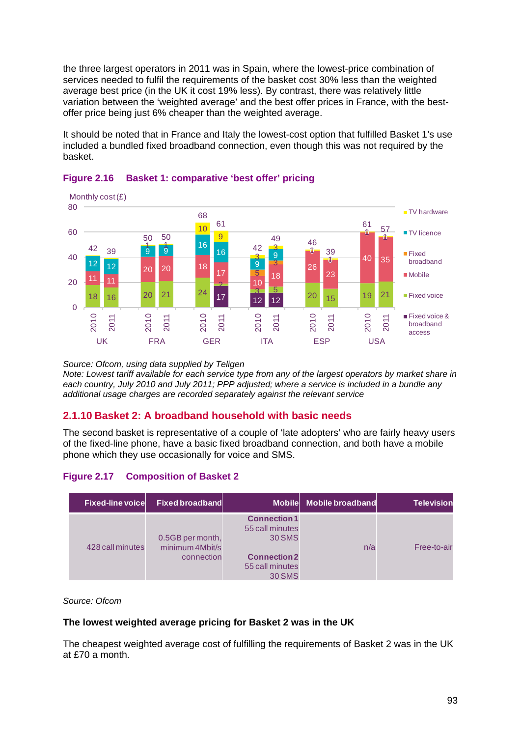the three largest operators in 2011 was in Spain, where the lowest-price combination of services needed to fulfil the requirements of the basket cost 30% less than the weighted average best price (in the UK it cost 19% less). By contrast, there was relatively little variation between the 'weighted average' and the best offer prices in France, with the best-offer price being just 6% cheaper than the weighted average.

It should be noted that in France and Italy the lowest-cost option that fulfilled Basket 1's use included a bundled fixed broadband connection, even though this was not required by the basket.

**Figure 2.16 Basket 1: comparative 'best offer' pricing**

Monthly cost (£)

80
60
40
20
0

UK: 2010 — 42 (18, 11, 12); 2011 — 39 (16, 11, 12)
FRA: 2010 — 50 (20, 20, 9, 1); 2011 — 50 (21, 20, 9, 1)
GER: 2010 — 68 (24, 18, 16, 10); 2011 — 61 (17, 2, 17, 16, 9)
ITA: 2010 — 42 (12, 3, 10, 5, 9, 3); 2011 — 49 (12, 5, 18, 3, 9, 3)
ESP: 2010 — 46 (20, 26, 1); 2011 — 39 (15, 23, 1)
USA: 2010 — 61 (19, 40, 1); 2011 — 57 (21, 35, 1)

TV hardware
TV licence
Fixed broadband
Mobile
Fixed voice
Fixed voice & broadband access

*Source: Ofcom, using data supplied by Teligen*
*Note: Lowest tariff available for each service type from any of the largest operators by market share in each country, July 2010 and July 2011; PPP adjusted; where a service is included in a bundle any additional usage charges are recorded separately against the relevant service*

## 2.1.10 Basket 2: A broadband household with basic needs

The second basket is representative of a couple of 'late adopters' who are fairly heavy users of the fixed-line phone, have a basic fixed broadband connection, and both have a mobile phone which they use occasionally for voice and SMS.

**Figure 2.17 Composition of Basket 2**

| Fixed-line voice | Fixed broadband | Mobile | Mobile broadband | Television |
|---|---|---|---|---|
| 428 call minutes | 0.5GB per month, minimum 4Mbit/s connection | **Connection 1** 55 call minutes 30 SMS **Connection 2** 55 call minutes 30 SMS | n/a | Free-to-air |

*Source: Ofcom*

**The lowest weighted average pricing for Basket 2 was in the UK**

The cheapest weighted average cost of fulfilling the requirements of Basket 2 was in the UK at £70 a month.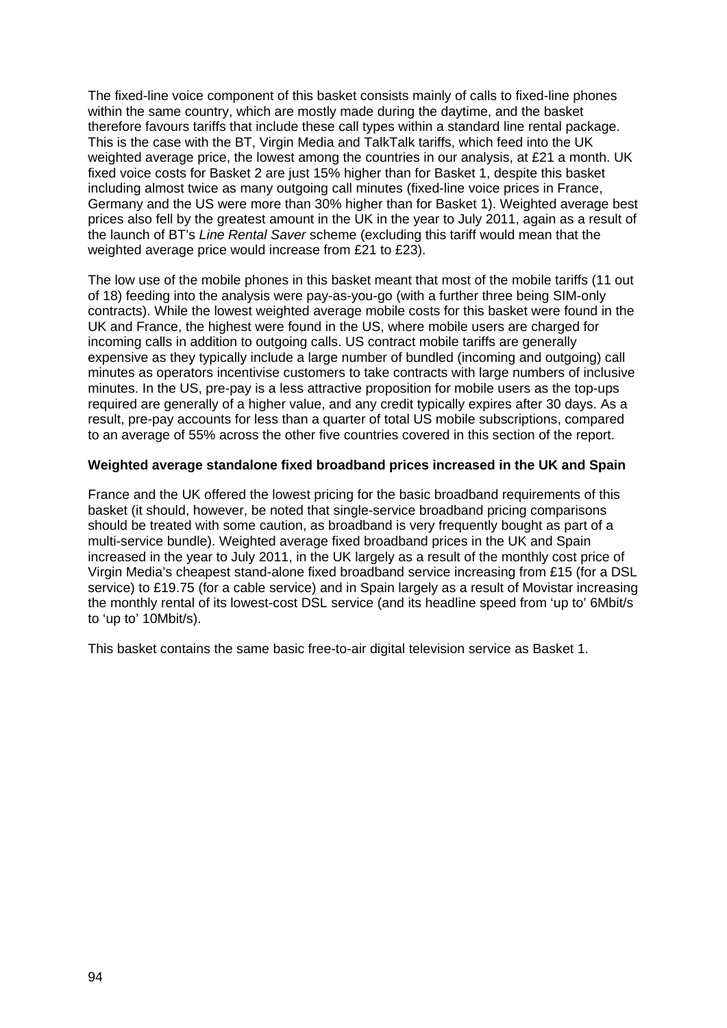The fixed-line voice component of this basket consists mainly of calls to fixed-line phones within the same country, which are mostly made during the daytime, and the basket therefore favours tariffs that include these call types within a standard line rental package. This is the case with the BT, Virgin Media and TalkTalk tariffs, which feed into the UK weighted average price, the lowest among the countries in our analysis, at £21 a month. UK fixed voice costs for Basket 2 are just 15% higher than for Basket 1, despite this basket including almost twice as many outgoing call minutes (fixed-line voice prices in France, Germany and the US were more than 30% higher than for Basket 1). Weighted average best prices also fell by the greatest amount in the UK in the year to July 2011, again as a result of the launch of BT's *Line Rental Saver* scheme (excluding this tariff would mean that the weighted average price would increase from £21 to £23).

The low use of the mobile phones in this basket meant that most of the mobile tariffs (11 out of 18) feeding into the analysis were pay-as-you-go (with a further three being SIM-only contracts). While the lowest weighted average mobile costs for this basket were found in the UK and France, the highest were found in the US, where mobile users are charged for incoming calls in addition to outgoing calls. US contract mobile tariffs are generally expensive as they typically include a large number of bundled (incoming and outgoing) call minutes as operators incentivise customers to take contracts with large numbers of inclusive minutes. In the US, pre-pay is a less attractive proposition for mobile users as the top-ups required are generally of a higher value, and any credit typically expires after 30 days. As a result, pre-pay accounts for less than a quarter of total US mobile subscriptions, compared to an average of 55% across the other five countries covered in this section of the report.

**Weighted average standalone fixed broadband prices increased in the UK and Spain**

France and the UK offered the lowest pricing for the basic broadband requirements of this basket (it should, however, be noted that single-service broadband pricing comparisons should be treated with some caution, as broadband is very frequently bought as part of a multi-service bundle). Weighted average fixed broadband prices in the UK and Spain increased in the year to July 2011, in the UK largely as a result of the monthly cost price of Virgin Media's cheapest stand-alone fixed broadband service increasing from £15 (for a DSL service) to £19.75 (for a cable service) and in Spain largely as a result of Movistar increasing the monthly rental of its lowest-cost DSL service (and its headline speed from 'up to' 6Mbit/s to 'up to' 10Mbit/s).

This basket contains the same basic free-to-air digital television service as Basket 1.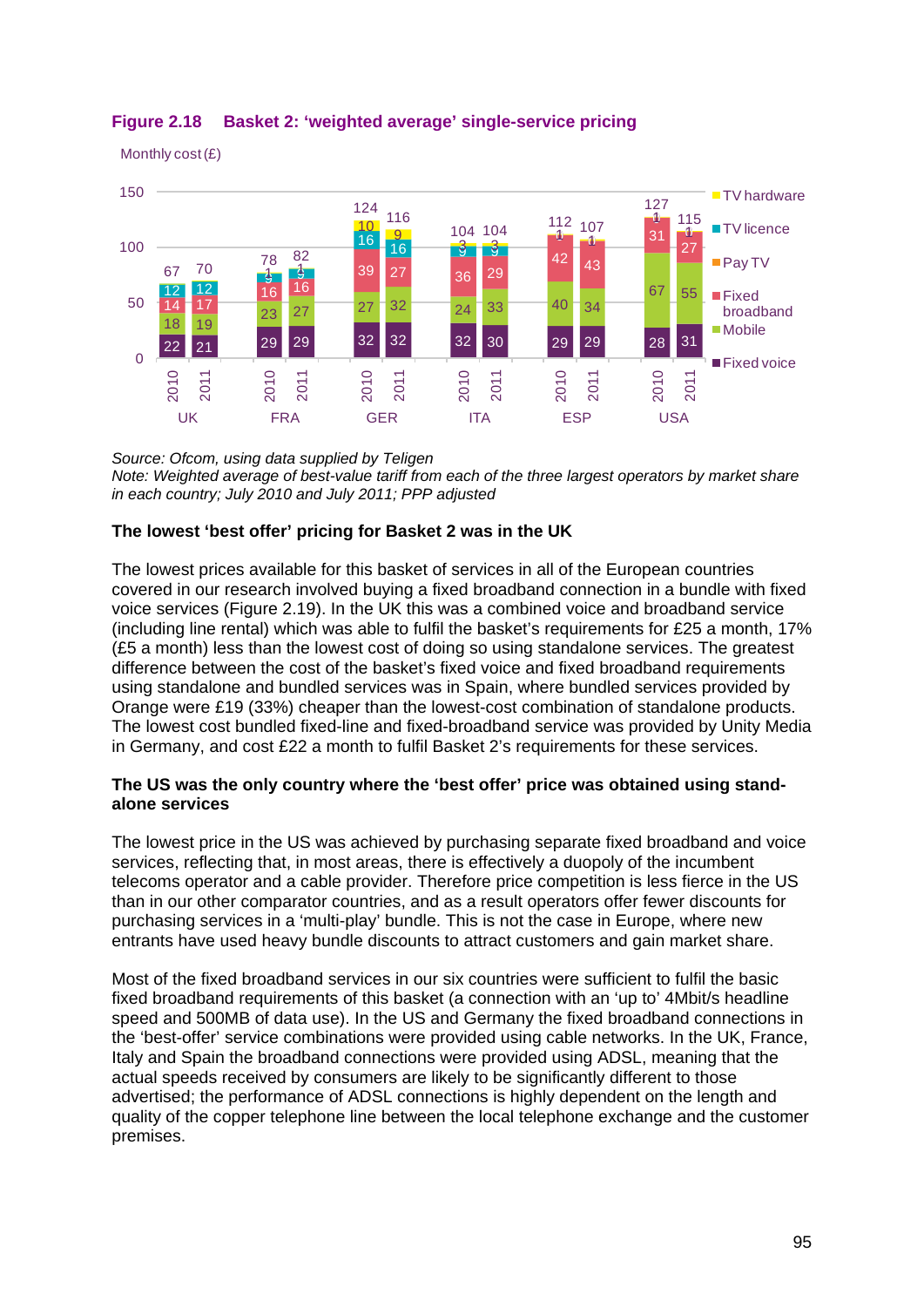**Figure 2.18 Basket 2: 'weighted average' single-service pricing**

Monthly cost (£)

150
100
50
0

UK: 2010: 67 (22, 18, 14, 12); 2011: 70 (21, 19, 17, 12)
FRA: 2010: 78 (29, 23, 16, 9, 1); 2011: 82 (29, 27, 16, 9, 1)
GER: 2010: 124 (32, 27, 39, 16, 10); 2011: 116 (32, 32, 27, 16, 9)
ITA: 2010: 104 (32, 24, 36, 9, 3); 2011: 104 (30, 33, 29, 9, 3)
ESP: 2010: 112 (29, 40, 42, 1); 2011: 107 (29, 34, 43, 1)
USA: 2010: 127 (28, 67, 31, 1); 2011: 115 (31, 55, 27, 1)

TV hardware
TV licence
Pay TV
Fixed broadband
Mobile
Fixed voice

*Source: Ofcom, using data supplied by Teligen*
*Note: Weighted average of best-value tariff from each of the three largest operators by market share in each country; July 2010 and July 2011; PPP adjusted*

**The lowest 'best offer' pricing for Basket 2 was in the UK**

The lowest prices available for this basket of services in all of the European countries covered in our research involved buying a fixed broadband connection in a bundle with fixed voice services (Figure 2.19). In the UK this was a combined voice and broadband service (including line rental) which was able to fulfil the basket's requirements for £25 a month, 17% (£5 a month) less than the lowest cost of doing so using standalone services. The greatest difference between the cost of the basket's fixed voice and fixed broadband requirements using standalone and bundled services was in Spain, where bundled services provided by Orange were £19 (33%) cheaper than the lowest-cost combination of standalone products. The lowest cost bundled fixed-line and fixed-broadband service was provided by Unity Media in Germany, and cost £22 a month to fulfil Basket 2's requirements for these services.

**The US was the only country where the 'best offer' price was obtained using stand-alone services**

The lowest price in the US was achieved by purchasing separate fixed broadband and voice services, reflecting that, in most areas, there is effectively a duopoly of the incumbent telecoms operator and a cable provider. Therefore price competition is less fierce in the US than in our other comparator countries, and as a result operators offer fewer discounts for purchasing services in a 'multi-play' bundle. This is not the case in Europe, where new entrants have used heavy bundle discounts to attract customers and gain market share.

Most of the fixed broadband services in our six countries were sufficient to fulfil the basic fixed broadband requirements of this basket (a connection with an 'up to' 4Mbit/s headline speed and 500MB of data use). In the US and Germany the fixed broadband connections in the 'best-offer' service combinations were provided using cable networks. In the UK, France, Italy and Spain the broadband connections were provided using ADSL, meaning that the actual speeds received by consumers are likely to be significantly different to those advertised; the performance of ADSL connections is highly dependent on the length and quality of the copper telephone line between the local telephone exchange and the customer premises.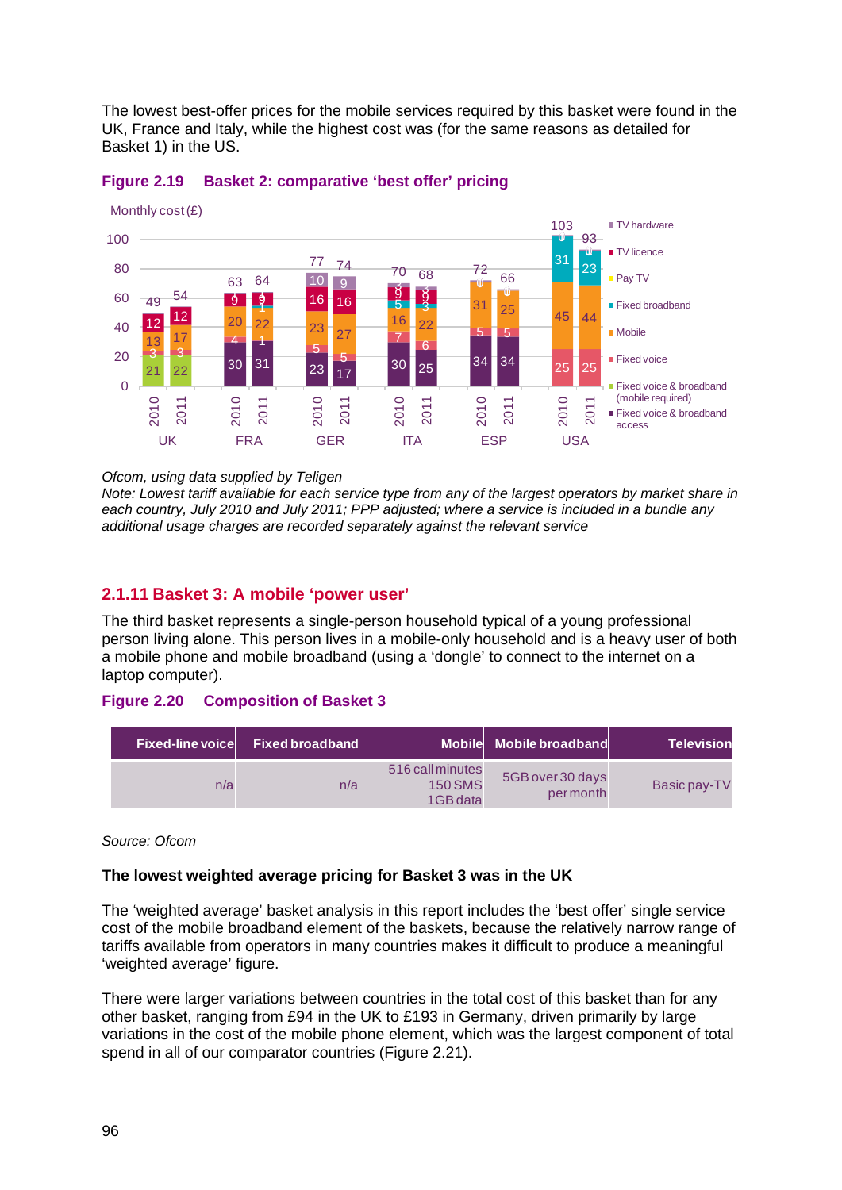The lowest best-offer prices for the mobile services required by this basket were found in the UK, France and Italy, while the highest cost was (for the same reasons as detailed for Basket 1) in the US.

**Figure 2.19 Basket 2: comparative 'best offer' pricing**

Monthly cost (£)

100
80
60
40
20
0

UK 2010: 49 — 12, 13, 3, 21
UK 2011: 54 — 12, 17, 3, 22
FRA 2010: 63 — 9, 20, 4, 30
FRA 2011: 64 — 9, 1, 22, 1, 31
GER 2010: 77 — 10, 16, 23, 5, 23
GER 2011: 74 — 9, 16, 27, 5, 17
ITA 2010: 70 — 3, 9, 5, 16, 7, 30
ITA 2011: 68 — 3, 8, 3, 22, 6, 25
ESP 2010: 72 — 31, 5, 34
ESP 2011: 66 — 25, 5, 34
USA 2010: 103 — 31, 45, 25
USA 2011: 93 — 23, 44, 25

UK FRA GER ITA ESP USA

- TV hardware
- TV licence
- Pay TV
- Fixed broadband
- Mobile
- Fixed voice
- Fixed voice & broadband (mobile required)
- Fixed voice & broadband access

*Ofcom, using data supplied by Teligen*
*Note: Lowest tariff available for each service type from any of the largest operators by market share in each country, July 2010 and July 2011; PPP adjusted; where a service is included in a bundle any additional usage charges are recorded separately against the relevant service*

## 2.1.11 Basket 3: A mobile 'power user'

The third basket represents a single-person household typical of a young professional person living alone. This person lives in a mobile-only household and is a heavy user of both a mobile phone and mobile broadband (using a 'dongle' to connect to the internet on a laptop computer).

**Figure 2.20 Composition of Basket 3**

| Fixed-line voice | Fixed broadband | Mobile | Mobile broadband | Television |
|---|---|---|---|---|
| n/a | n/a | 516 call minutes<br>150 SMS<br>1GB data | 5GB over 30 days per month | Basic pay-TV |

*Source: Ofcom*

**The lowest weighted average pricing for Basket 3 was in the UK**

The 'weighted average' basket analysis in this report includes the 'best offer' single service cost of the mobile broadband element of the baskets, because the relatively narrow range of tariffs available from operators in many countries makes it difficult to produce a meaningful 'weighted average' figure.

There were larger variations between countries in the total cost of this basket than for any other basket, ranging from £94 in the UK to £193 in Germany, driven primarily by large variations in the cost of the mobile phone element, which was the largest component of total spend in all of our comparator countries (Figure 2.21).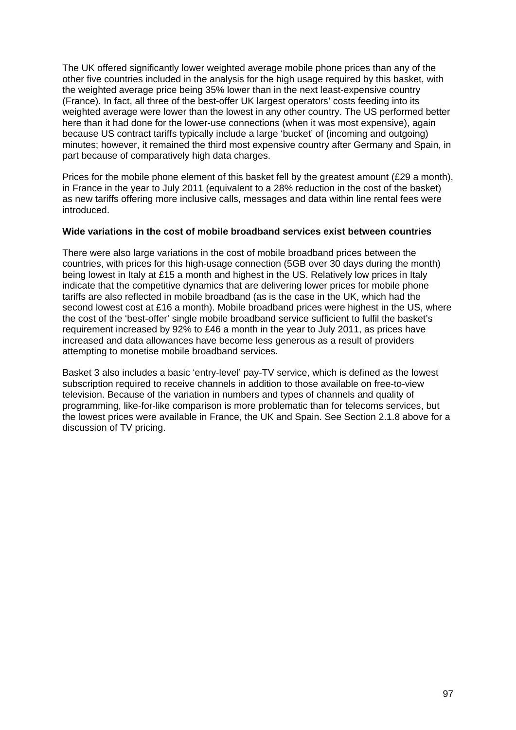The UK offered significantly lower weighted average mobile phone prices than any of the other five countries included in the analysis for the high usage required by this basket, with the weighted average price being 35% lower than in the next least-expensive country (France). In fact, all three of the best-offer UK largest operators' costs feeding into its weighted average were lower than the lowest in any other country. The US performed better here than it had done for the lower-use connections (when it was most expensive), again because US contract tariffs typically include a large 'bucket' of (incoming and outgoing) minutes; however, it remained the third most expensive country after Germany and Spain, in part because of comparatively high data charges.

Prices for the mobile phone element of this basket fell by the greatest amount (£29 a month), in France in the year to July 2011 (equivalent to a 28% reduction in the cost of the basket) as new tariffs offering more inclusive calls, messages and data within line rental fees were introduced.

**Wide variations in the cost of mobile broadband services exist between countries**

There were also large variations in the cost of mobile broadband prices between the countries, with prices for this high-usage connection (5GB over 30 days during the month) being lowest in Italy at £15 a month and highest in the US. Relatively low prices in Italy indicate that the competitive dynamics that are delivering lower prices for mobile phone tariffs are also reflected in mobile broadband (as is the case in the UK, which had the second lowest cost at £16 a month). Mobile broadband prices were highest in the US, where the cost of the 'best-offer' single mobile broadband service sufficient to fulfil the basket's requirement increased by 92% to £46 a month in the year to July 2011, as prices have increased and data allowances have become less generous as a result of providers attempting to monetise mobile broadband services.

Basket 3 also includes a basic 'entry-level' pay-TV service, which is defined as the lowest subscription required to receive channels in addition to those available on free-to-view television. Because of the variation in numbers and types of channels and quality of programming, like-for-like comparison is more problematic than for telecoms services, but the lowest prices were available in France, the UK and Spain. See Section 2.1.8 above for a discussion of TV pricing.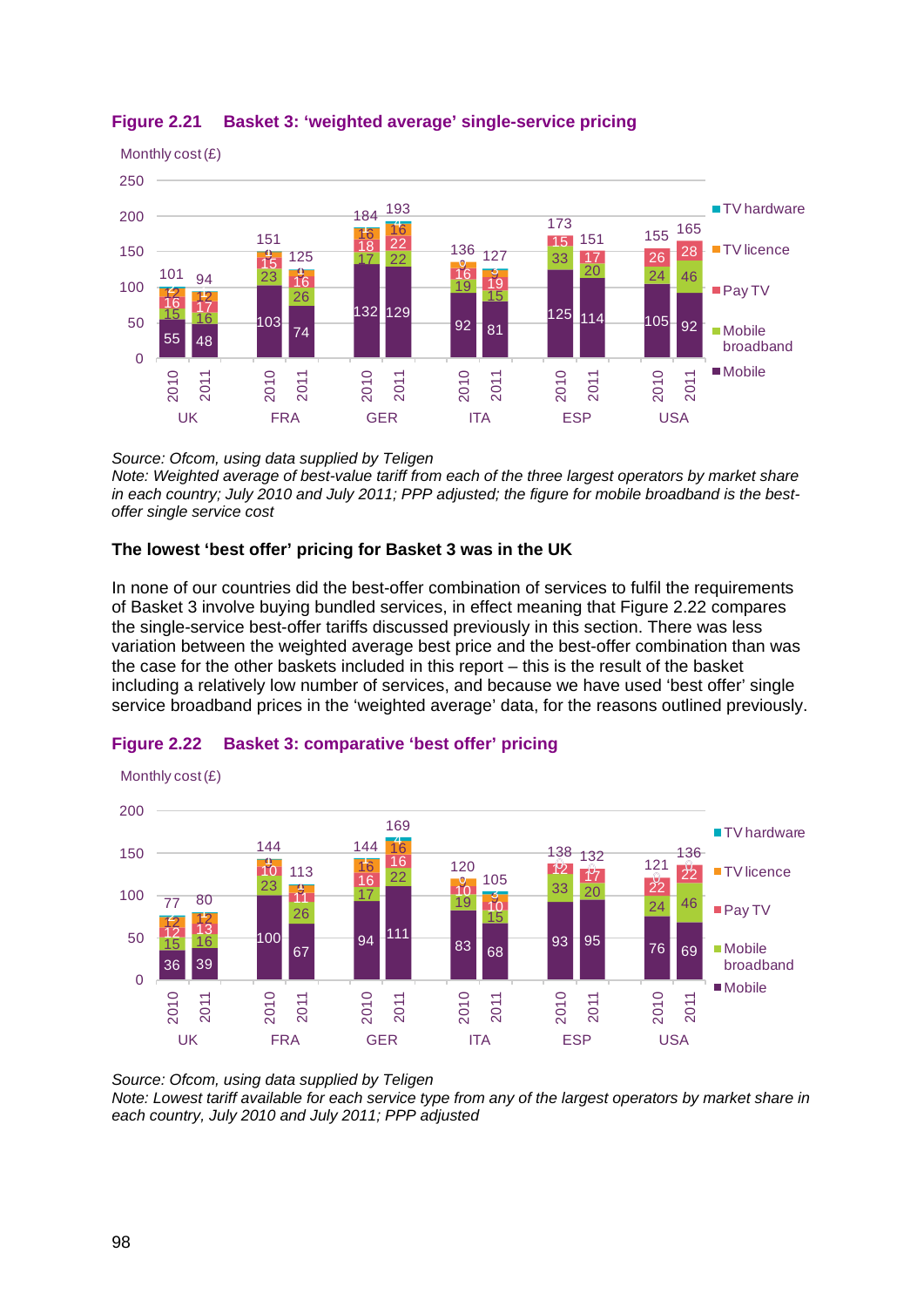**Figure 2.21 Basket 3: 'weighted average' single-service pricing**

Monthly cost (£)

250
200
150
100
50
0

UK: 2010 — 101 (55, 15, 16, 12); 2011 — 94 (48, 16, 17, 12)
FRA: 2010 — 151 (103, 23, 15); 2011 — 125 (74, 26, 16)
GER: 2010 — 184 (132, 17, 18, 16); 2011 — 193 (129, 22, 22, 16, 4)
ITA: 2010 — 136 (92, 19, 16); 2011 — 127 (81, 15, 19)
ESP: 2010 — 173 (125, 33, 15); 2011 — 151 (114, 20, 17)
USA: 2010 — 155 (105, 24, 26); 2011 — 165 (92, 46, 28)

TV hardware
TV licence
Pay TV
Mobile broadband
Mobile

*Source: Ofcom, using data supplied by Teligen*
*Note: Weighted average of best-value tariff from each of the three largest operators by market share in each country; July 2010 and July 2011; PPP adjusted; the figure for mobile broadband is the best-offer single service cost*

**The lowest 'best offer' pricing for Basket 3 was in the UK**

In none of our countries did the best-offer combination of services to fulfil the requirements of Basket 3 involve buying bundled services, in effect meaning that Figure 2.22 compares the single-service best-offer tariffs discussed previously in this section. There was less variation between the weighted average best price and the best-offer combination than was the case for the other baskets included in this report – this is the result of the basket including a relatively low number of services, and because we have used 'best offer' single service broadband prices in the 'weighted average' data, for the reasons outlined previously.

**Figure 2.22 Basket 3: comparative 'best offer' pricing**

Monthly cost (£)

200
150
100
50
0

UK: 2010 — 77 (36, 15, 12, 12); 2011 — 80 (39, 16, 13, 12)
FRA: 2010 — 144 (100, 23, 10); 2011 — 113 (67, 26, 11)
GER: 2010 — 144 (94, 17, 16, 16); 2011 — 169 (111, 22, 16, 16, 4)
ITA: 2010 — 120 (83, 19, 10); 2011 — 105 (68, 15, 10)
ESP: 2010 — 138 (93, 33, 12); 2011 — 132 (95, 20, 17)
USA: 2010 — 121 (76, 24, 22); 2011 — 136 (69, 46, 22)

TV hardware
TV licence
Pay TV
Mobile broadband
Mobile

*Source: Ofcom, using data supplied by Teligen*
*Note: Lowest tariff available for each service type from any of the largest operators by market share in each country, July 2010 and July 2011; PPP adjusted*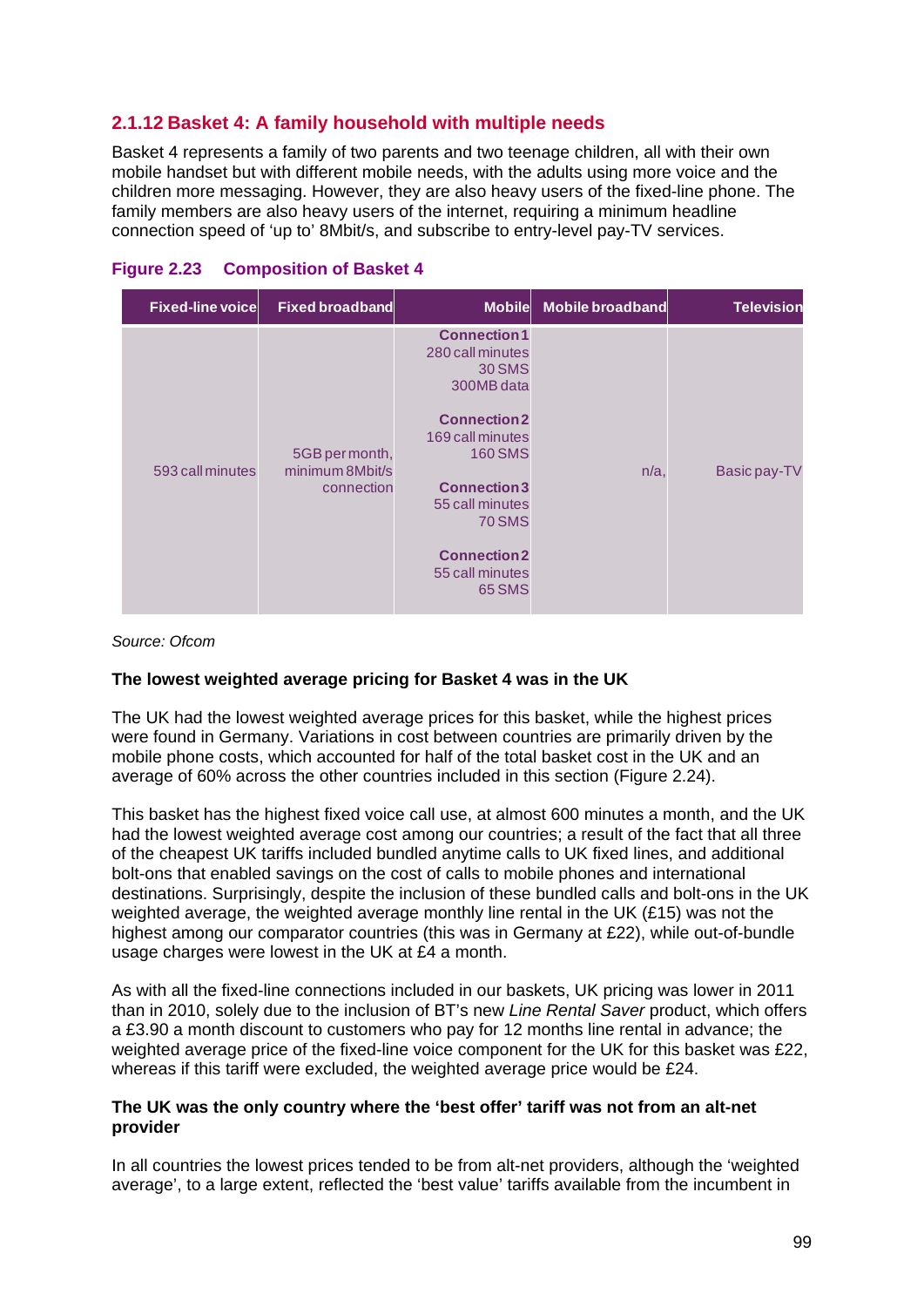### 2.1.12 Basket 4: A family household with multiple needs

Basket 4 represents a family of two parents and two teenage children, all with their own mobile handset but with different mobile needs, with the adults using more voice and the children more messaging. However, they are also heavy users of the fixed-line phone. The family members are also heavy users of the internet, requiring a minimum headline connection speed of 'up to' 8Mbit/s, and subscribe to entry-level pay-TV services.

**Figure 2.23 Composition of Basket 4**

| Fixed-line voice | Fixed broadband | Mobile | Mobile broadband | Television |
|---|---|---|---|---|
| 593 call minutes | 5GB per month, minimum 8Mbit/s connection | **Connection 1** 280 call minutes 30 SMS 300MB data<br><br>**Connection 2** 169 call minutes 160 SMS<br><br>**Connection 3** 55 call minutes 70 SMS<br><br>**Connection 2** 55 call minutes 65 SMS | n/a, | Basic pay-TV |

*Source: Ofcom*

**The lowest weighted average pricing for Basket 4 was in the UK**

The UK had the lowest weighted average prices for this basket, while the highest prices were found in Germany. Variations in cost between countries are primarily driven by the mobile phone costs, which accounted for half of the total basket cost in the UK and an average of 60% across the other countries included in this section (Figure 2.24).

This basket has the highest fixed voice call use, at almost 600 minutes a month, and the UK had the lowest weighted average cost among our countries; a result of the fact that all three of the cheapest UK tariffs included bundled anytime calls to UK fixed lines, and additional bolt-ons that enabled savings on the cost of calls to mobile phones and international destinations. Surprisingly, despite the inclusion of these bundled calls and bolt-ons in the UK weighted average, the weighted average monthly line rental in the UK (£15) was not the highest among our comparator countries (this was in Germany at £22), while out-of-bundle usage charges were lowest in the UK at £4 a month.

As with all the fixed-line connections included in our baskets, UK pricing was lower in 2011 than in 2010, solely due to the inclusion of BT's new *Line Rental Saver* product, which offers a £3.90 a month discount to customers who pay for 12 months line rental in advance; the weighted average price of the fixed-line voice component for the UK for this basket was £22, whereas if this tariff were excluded, the weighted average price would be £24.

**The UK was the only country where the 'best offer' tariff was not from an alt-net provider**

In all countries the lowest prices tended to be from alt-net providers, although the 'weighted average', to a large extent, reflected the 'best value' tariffs available from the incumbent in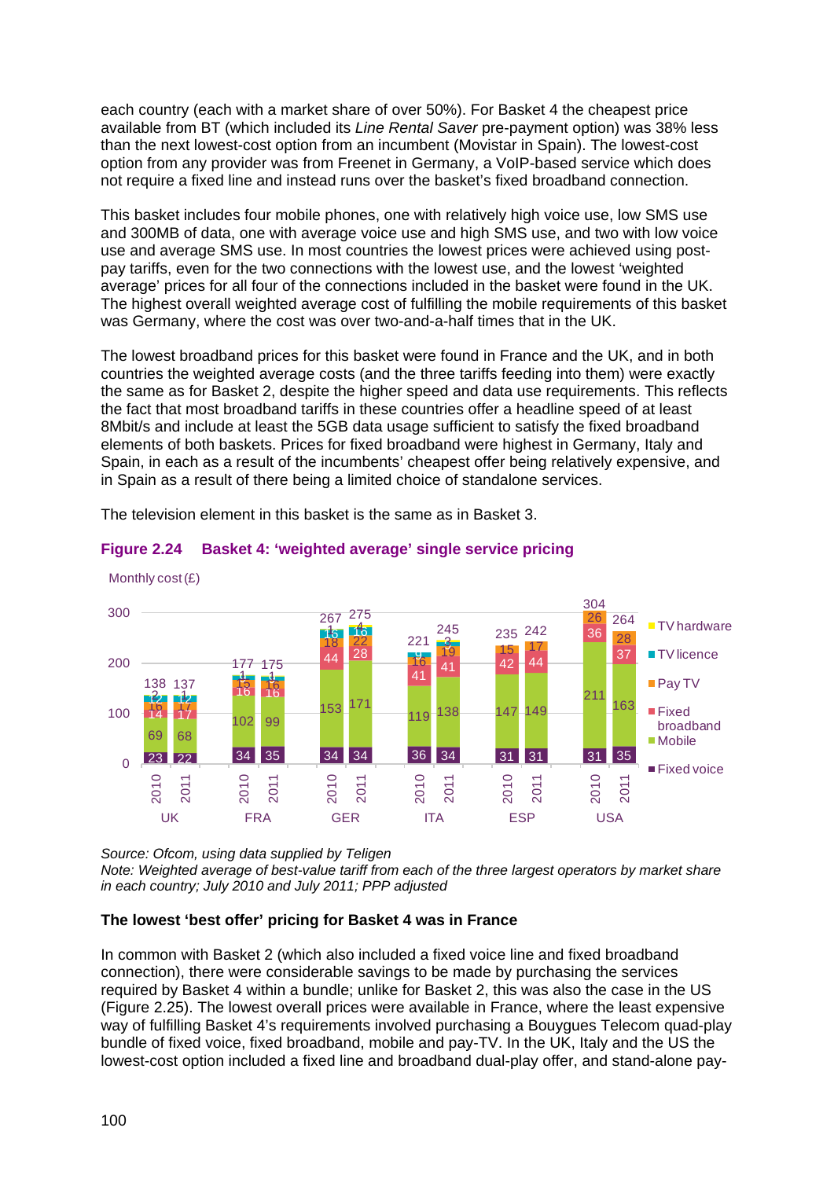each country (each with a market share of over 50%). For Basket 4 the cheapest price available from BT (which included its *Line Rental Saver* pre-payment option) was 38% less than the next lowest-cost option from an incumbent (Movistar in Spain). The lowest-cost option from any provider was from Freenet in Germany, a VoIP-based service which does not require a fixed line and instead runs over the basket's fixed broadband connection.

This basket includes four mobile phones, one with relatively high voice use, low SMS use and 300MB of data, one with average voice use and high SMS use, and two with low voice use and average SMS use. In most countries the lowest prices were achieved using post-pay tariffs, even for the two connections with the lowest use, and the lowest 'weighted average' prices for all four of the connections included in the basket were found in the UK. The highest overall weighted average cost of fulfilling the mobile requirements of this basket was Germany, where the cost was over two-and-a-half times that in the UK.

The lowest broadband prices for this basket were found in France and the UK, and in both countries the weighted average costs (and the three tariffs feeding into them) were exactly the same as for Basket 2, despite the higher speed and data use requirements. This reflects the fact that most broadband tariffs in these countries offer a headline speed of at least 8Mbit/s and include at least the 5GB data usage sufficient to satisfy the fixed broadband elements of both baskets. Prices for fixed broadband were highest in Germany, Italy and Spain, in each as a result of the incumbents' cheapest offer being relatively expensive, and in Spain as a result of there being a limited choice of standalone services.

The television element in this basket is the same as in Basket 3.

**Figure 2.24 Basket 4: 'weighted average' single service pricing**

Monthly cost (£)

300
200
100
0

UK: 2010 138; 2011 137
FRA: 2010 177; 2011 175
GER: 2010 267; 2011 275
ITA: 2010 221; 2011 245
ESP: 2010 235; 2011 242
USA: 2010 304; 2011 264

UK 2010: 23, 69, 14, 16, 12, 2
UK 2011: 22, 68, 17, 17, 12, 1
FRA 2010: 34, 102, 16, 15, 9, 1
FRA 2011: 35, 99, 16, 16, 8, 1
GER 2010: 34, 153, 44, 18, 16, 1
GER 2011: 34, 171, 28, 22, 16, 4
ITA 2010: 36, 119, 41, 16, 9
ITA 2011: 34, 138, 41, 19, 10, 3
ESP 2010: 31, 147, 42, 15
ESP 2011: 31, 149, 44, 17
USA 2010: 31, 211, 36, 26
USA 2011: 35, 163, 37, 28

TV hardware
TV licence
Pay TV
Fixed broadband
Mobile
Fixed voice

*Source: Ofcom, using data supplied by Teligen*
*Note: Weighted average of best-value tariff from each of the three largest operators by market share in each country; July 2010 and July 2011; PPP adjusted*

**The lowest 'best offer' pricing for Basket 4 was in France**

In common with Basket 2 (which also included a fixed voice line and fixed broadband connection), there were considerable savings to be made by purchasing the services required by Basket 4 within a bundle; unlike for Basket 2, this was also the case in the US (Figure 2.25). The lowest overall prices were available in France, where the least expensive way of fulfilling Basket 4's requirements involved purchasing a Bouygues Telecom quad-play bundle of fixed voice, fixed broadband, mobile and pay-TV. In the UK, Italy and the US the lowest-cost option included a fixed line and broadband dual-play offer, and stand-alone pay-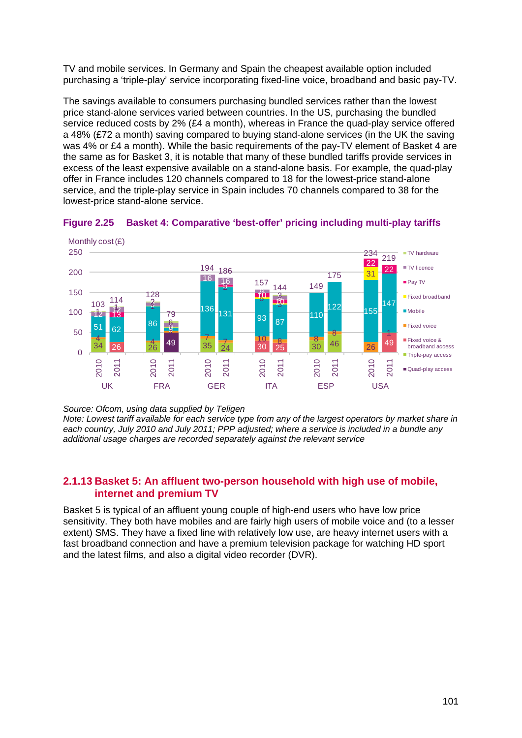TV and mobile services. In Germany and Spain the cheapest available option included purchasing a 'triple-play' service incorporating fixed-line voice, broadband and basic pay-TV.

The savings available to consumers purchasing bundled services rather than the lowest price stand-alone services varied between countries. In the US, purchasing the bundled service reduced costs by 2% (£4 a month), whereas in France the quad-play service offered a 48% (£72 a month) saving compared to buying stand-alone services (in the UK the saving was 4% or £4 a month). While the basic requirements of the pay-TV element of Basket 4 are the same as for Basket 3, it is notable that many of these bundled tariffs provide services in excess of the least expensive available on a stand-alone basis. For example, the quad-play offer in France includes 120 channels compared to 18 for the lowest-price stand-alone service, and the triple-play service in Spain includes 70 channels compared to 38 for the lowest-price stand-alone service.

**Figure 2.25 Basket 4: Comparative 'best-offer' pricing including multi-play tariffs**

Monthly cost (£)

250
200
150
100
50
0

UK 2010: 103 (34, 4, 51, 12, 1)
UK 2011: 114 (26, 62, 13, 12, 1)
FRA 2010: 128 (26, 4, 86, 1, 2)
FRA 2011: 79 (49, 6, 9)
GER 2010: 194 (35, 7, 136, 16)
GER 2011: 186 (24, 7, 131, 5, 16)
ITA 2010: 157 (30, 10, 93, 5, 10, 9)
ITA 2011: 144 (25, 8, 87, 3, 10, 3)
ESP 2010: 149 (30, 8, 110)
ESP 2011: 175 (46, 8, 122)
USA 2010: 234 (26, 155, 31, 22)
USA 2011: 219 (49, 1, 147, 22)

TV hardware
TV licence
Pay TV
Fixed broadband
Mobile
Fixed voice
Fixed voice & broadband access
Triple-pay access
Quad-play access

*Source: Ofcom, using data supplied by Teligen*
*Note: Lowest tariff available for each service type from any of the largest operators by market share in each country, July 2010 and July 2011; PPP adjusted; where a service is included in a bundle any additional usage charges are recorded separately against the relevant service*

### 2.1.13 Basket 5: An affluent two-person household with high use of mobile, internet and premium TV

Basket 5 is typical of an affluent young couple of high-end users who have low price sensitivity. They both have mobiles and are fairly high users of mobile voice and (to a lesser extent) SMS. They have a fixed line with relatively low use, are heavy internet users with a fast broadband connection and have a premium television package for watching HD sport and the latest films, and also a digital video recorder (DVR).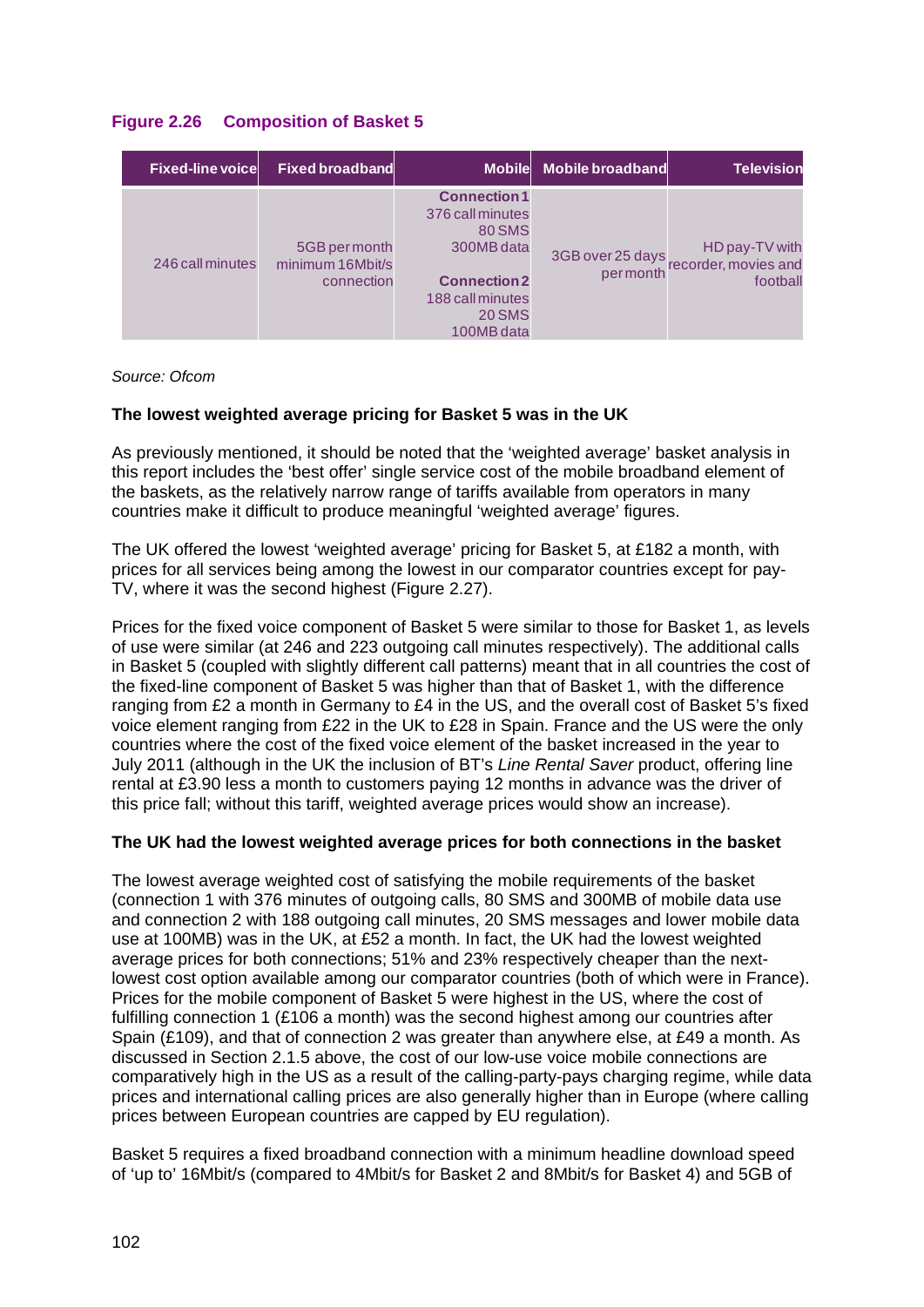**Figure 2.26 Composition of Basket 5**

| Fixed-line voice | Fixed broadband | Mobile | Mobile broadband | Television |
|---|---|---|---|---|
| 246 call minutes | 5GB per month minimum 16Mbit/s connection | **Connection 1** 376 call minutes 80 SMS 300MB data **Connection 2** 188 call minutes 20 SMS 100MB data | 3GB over 25 days per month | HD pay-TV with recorder, movies and football |

*Source: Ofcom*

**The lowest weighted average pricing for Basket 5 was in the UK**

As previously mentioned, it should be noted that the 'weighted average' basket analysis in this report includes the 'best offer' single service cost of the mobile broadband element of the baskets, as the relatively narrow range of tariffs available from operators in many countries make it difficult to produce meaningful 'weighted average' figures.

The UK offered the lowest 'weighted average' pricing for Basket 5, at £182 a month, with prices for all services being among the lowest in our comparator countries except for pay-TV, where it was the second highest (Figure 2.27).

Prices for the fixed voice component of Basket 5 were similar to those for Basket 1, as levels of use were similar (at 246 and 223 outgoing call minutes respectively). The additional calls in Basket 5 (coupled with slightly different call patterns) meant that in all countries the cost of the fixed-line component of Basket 5 was higher than that of Basket 1, with the difference ranging from £2 a month in Germany to £4 in the US, and the overall cost of Basket 5's fixed voice element ranging from £22 in the UK to £28 in Spain. France and the US were the only countries where the cost of the fixed voice element of the basket increased in the year to July 2011 (although in the UK the inclusion of BT's *Line Rental Saver* product, offering line rental at £3.90 less a month to customers paying 12 months in advance was the driver of this price fall; without this tariff, weighted average prices would show an increase).

**The UK had the lowest weighted average prices for both connections in the basket**

The lowest average weighted cost of satisfying the mobile requirements of the basket (connection 1 with 376 minutes of outgoing calls, 80 SMS and 300MB of mobile data use and connection 2 with 188 outgoing call minutes, 20 SMS messages and lower mobile data use at 100MB) was in the UK, at £52 a month. In fact, the UK had the lowest weighted average prices for both connections; 51% and 23% respectively cheaper than the next-lowest cost option available among our comparator countries (both of which were in France). Prices for the mobile component of Basket 5 were highest in the US, where the cost of fulfilling connection 1 (£106 a month) was the second highest among our countries after Spain (£109), and that of connection 2 was greater than anywhere else, at £49 a month. As discussed in Section 2.1.5 above, the cost of our low-use voice mobile connections are comparatively high in the US as a result of the calling-party-pays charging regime, while data prices and international calling prices are also generally higher than in Europe (where calling prices between European countries are capped by EU regulation).

Basket 5 requires a fixed broadband connection with a minimum headline download speed of 'up to' 16Mbit/s (compared to 4Mbit/s for Basket 2 and 8Mbit/s for Basket 4) and 5GB of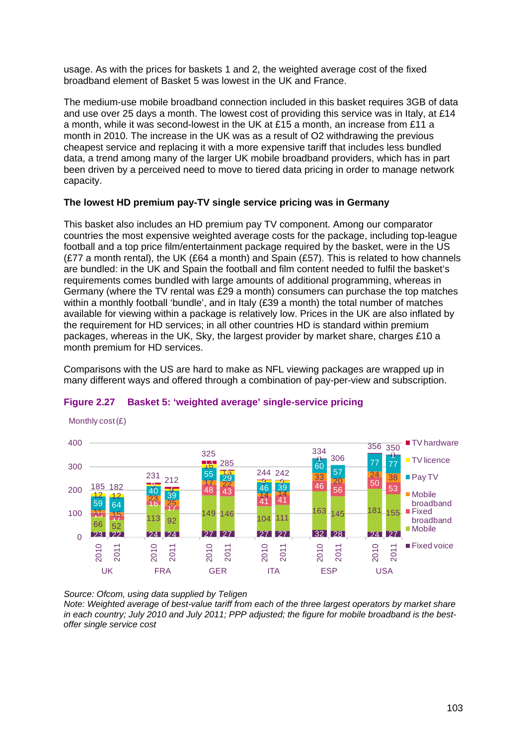usage. As with the prices for baskets 1 and 2, the weighted average cost of the fixed broadband element of Basket 5 was lowest in the UK and France.

The medium-use mobile broadband connection included in this basket requires 3GB of data and use over 25 days a month. The lowest cost of providing this service was in Italy, at £14 a month, while it was second-lowest in the UK at £15 a month, an increase from £11 a month in 2010. The increase in the UK was as a result of O2 withdrawing the previous cheapest service and replacing it with a more expensive tariff that includes less bundled data, a trend among many of the larger UK mobile broadband providers, which has in part been driven by a perceived need to move to tiered data pricing in order to manage network capacity.

**The lowest HD premium pay-TV single service pricing was in Germany**

This basket also includes an HD premium pay TV component. Among our comparator countries the most expensive weighted average costs for the package, including top-league football and a top price film/entertainment package required by the basket, were in the US (£77 a month rental), the UK (£64 a month) and Spain (£57). This is related to how channels are bundled: in the UK and Spain the football and film content needed to fulfil the basket's requirements comes bundled with large amounts of additional programming, whereas in Germany (where the TV rental was £29 a month) consumers can purchase the top matches within a monthly football 'bundle', and in Italy (£39 a month) the total number of matches available for viewing within a package is relatively low. Prices in the UK are also inflated by the requirement for HD services; in all other countries HD is standard within premium packages, whereas in the UK, Sky, the largest provider by market share, charges £10 a month premium for HD services.

Comparisons with the US are hard to make as NFL viewing packages are wrapped up in many different ways and offered through a combination of pay-per-view and subscription.

**Figure 2.27 Basket 5: 'weighted average' single-service pricing**

Monthly cost (£)

400
300
200
100
0

185 182 231 212 325 285 244 242 334 306 356 350

UK: 2010, 2011 — 23 22; 66 52; 11 15; 15 17; 59 64; 12 12
FRA: 2010, 2011 — 24 24; 113 92; 16 17; 23 25; 40 39
GER: 2010, 2011 — 27 27; 149 146; 48 43; 17 22; 55 29; 16 15; 13
ITA: 2010, 2011 — 27 27; 104 111; 41 41; 14 14; 46 39
ESP: 2010, 2011 — 32 28; 163 145; 46 56; 33 20; 60 57
USA: 2010, 2011 — 24 27; 181 155; 50 53; 24 38; 77 77

TV hardware
TV licence
Pay TV
Mobile broadband
Fixed broadband
Mobile
Fixed voice

*Source: Ofcom, using data supplied by Teligen*
*Note: Weighted average of best-value tariff from each of the three largest operators by market share in each country; July 2010 and July 2011; PPP adjusted; the figure for mobile broadband is the best-offer single service cost*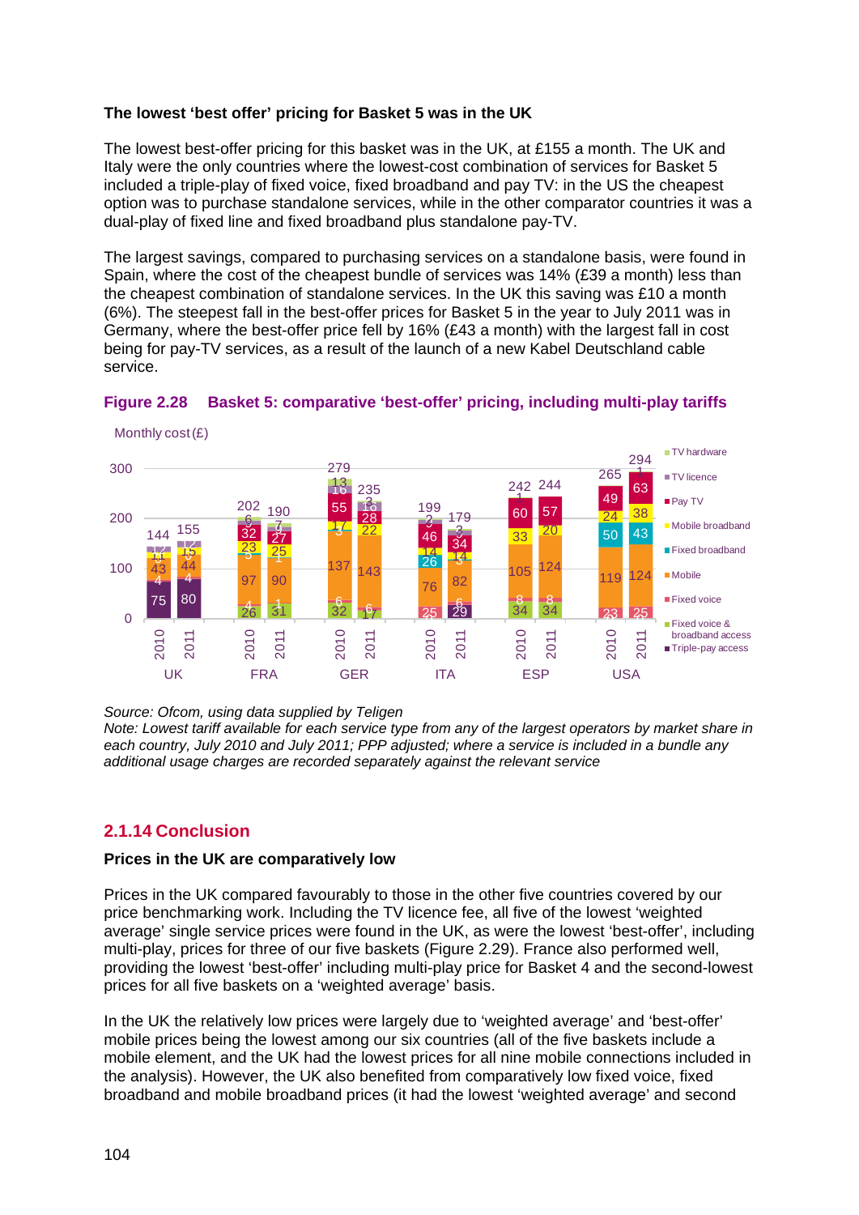**The lowest 'best offer' pricing for Basket 5 was in the UK**

The lowest best-offer pricing for this basket was in the UK, at £155 a month. The UK and Italy were the only countries where the lowest-cost combination of services for Basket 5 included a triple-play of fixed voice, fixed broadband and pay TV: in the US the cheapest option was to purchase standalone services, while in the other comparator countries it was a dual-play of fixed line and fixed broadband plus standalone pay-TV.

The largest savings, compared to purchasing services on a standalone basis, were found in Spain, where the cost of the cheapest bundle of services was 14% (£39 a month) less than the cheapest combination of standalone services. In the UK this saving was £10 a month (6%). The steepest fall in the best-offer prices for Basket 5 in the year to July 2011 was in Germany, where the best-offer price fell by 16% (£43 a month) with the largest fall in cost being for pay-TV services, as a result of the launch of a new Kabel Deutschland cable service.

**Figure 2.28 Basket 5: comparative 'best-offer' pricing, including multi-play tariffs**

Monthly cost (£)

300
200
100
0

UK 2010: 144 — 75, 4, 43, 11, 12
UK 2011: 155 — 80, 4, 44, 15, 12
FRA 2010: 202 — 26, 4, 97, 5, 23, 32, 6
FRA 2011: 190 — 31, 1, 90, 1, 25, 27, 7
GER 2010: 279 — 32, 6, 137, 3, 17, 55, 16, 13
GER 2011: 235 — 17, 6, 143, 22, 28, 18, 3
ITA 2010: 199 — 25, 76, 26, 14, 46, 2
ITA 2011: 179 — 29, 6, 82, 3, 14, 34, 3
ESP 2010: 242 — 34, 8, 105, 33, 60, 1
ESP 2011: 244 — 34, 8, 124, 20, 57
USA 2010: 265 — 23, 119, 50, 24, 49
USA 2011: 294 — 25, 124, 43, 38, 63, 1

TV hardware
TV licence
Pay TV
Mobile broadband
Fixed broadband
Mobile
Fixed voice
Fixed voice & broadband access
Triple-pay access

*Source: Ofcom, using data supplied by Teligen*
*Note: Lowest tariff available for each service type from any of the largest operators by market share in each country, July 2010 and July 2011; PPP adjusted; where a service is included in a bundle any additional usage charges are recorded separately against the relevant service*

## 2.1.14 Conclusion

**Prices in the UK are comparatively low**

Prices in the UK compared favourably to those in the other five countries covered by our price benchmarking work. Including the TV licence fee, all five of the lowest 'weighted average' single service prices were found in the UK, as were the lowest 'best-offer', including multi-play, prices for three of our five baskets (Figure 2.29). France also performed well, providing the lowest 'best-offer' including multi-play price for Basket 4 and the second-lowest prices for all five baskets on a 'weighted average' basis.

In the UK the relatively low prices were largely due to 'weighted average' and 'best-offer' mobile prices being the lowest among our six countries (all of the five baskets include a mobile element, and the UK had the lowest prices for all nine mobile connections included in the analysis). However, the UK also benefited from comparatively low fixed voice, fixed broadband and mobile broadband prices (it had the lowest 'weighted average' and second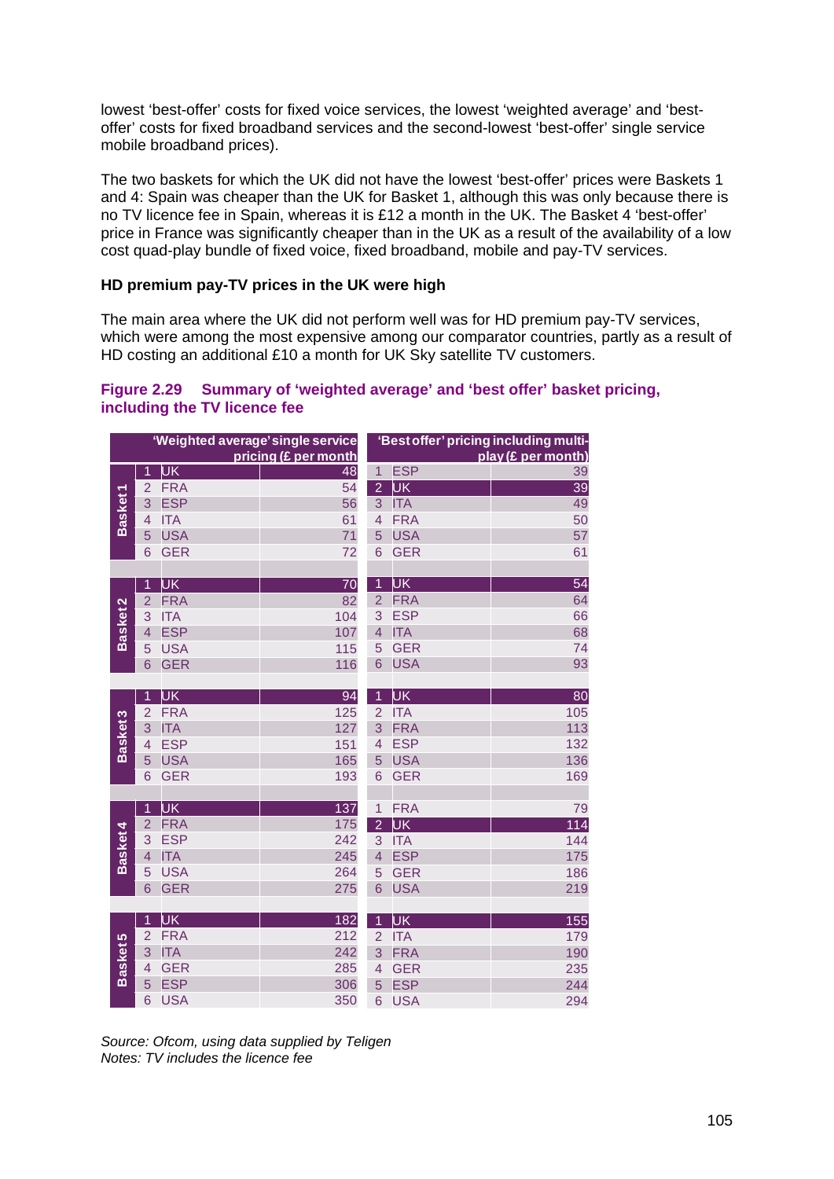lowest 'best-offer' costs for fixed voice services, the lowest 'weighted average' and 'best-offer' costs for fixed broadband services and the second-lowest 'best-offer' single service mobile broadband prices).

The two baskets for which the UK did not have the lowest 'best-offer' prices were Baskets 1 and 4: Spain was cheaper than the UK for Basket 1, although this was only because there is no TV licence fee in Spain, whereas it is £12 a month in the UK. The Basket 4 'best-offer' price in France was significantly cheaper than in the UK as a result of the availability of a low cost quad-play bundle of fixed voice, fixed broadband, mobile and pay-TV services.

**HD premium pay-TV prices in the UK were high**

The main area where the UK did not perform well was for HD premium pay-TV services, which were among the most expensive among our comparator countries, partly as a result of HD costing an additional £10 a month for UK Sky satellite TV customers.

**Figure 2.29 Summary of 'weighted average' and 'best offer' basket pricing, including the TV licence fee**

| | 'Weighted average' single service pricing (£ per month) | | | 'Best offer' pricing including multi-play (£ per month) | | |
|---|---|---|---|---|---|---|
| Basket 1 | 1 | UK | 48 | 1 | ESP | 39 |
| | 2 | FRA | 54 | 2 | UK | 39 |
| | 3 | ESP | 56 | 3 | ITA | 49 |
| | 4 | ITA | 61 | 4 | FRA | 50 |
| | 5 | USA | 71 | 5 | USA | 57 |
| | 6 | GER | 72 | 6 | GER | 61 |
| Basket 2 | 1 | UK | 70 | 1 | UK | 54 |
| | 2 | FRA | 82 | 2 | FRA | 64 |
| | 3 | ITA | 104 | 3 | ESP | 66 |
| | 4 | ESP | 107 | 4 | ITA | 68 |
| | 5 | USA | 115 | 5 | GER | 74 |
| | 6 | GER | 116 | 6 | USA | 93 |
| Basket 3 | 1 | UK | 94 | 1 | UK | 80 |
| | 2 | FRA | 125 | 2 | ITA | 105 |
| | 3 | ITA | 127 | 3 | FRA | 113 |
| | 4 | ESP | 151 | 4 | ESP | 132 |
| | 5 | USA | 165 | 5 | USA | 136 |
| | 6 | GER | 193 | 6 | GER | 169 |
| Basket 4 | 1 | UK | 137 | 1 | FRA | 79 |
| | 2 | FRA | 175 | 2 | UK | 114 |
| | 3 | ESP | 242 | 3 | ITA | 144 |
| | 4 | ITA | 245 | 4 | ESP | 175 |
| | 5 | USA | 264 | 5 | GER | 186 |
| | 6 | GER | 275 | 6 | USA | 219 |
| Basket 5 | 1 | UK | 182 | 1 | UK | 155 |
| | 2 | FRA | 212 | 2 | ITA | 179 |
| | 3 | ITA | 242 | 3 | FRA | 190 |
| | 4 | GER | 285 | 4 | GER | 235 |
| | 5 | ESP | 306 | 5 | ESP | 244 |
| | 6 | USA | 350 | 6 | USA | 294 |

*Source: Ofcom, using data supplied by Teligen*
*Notes: TV includes the licence fee*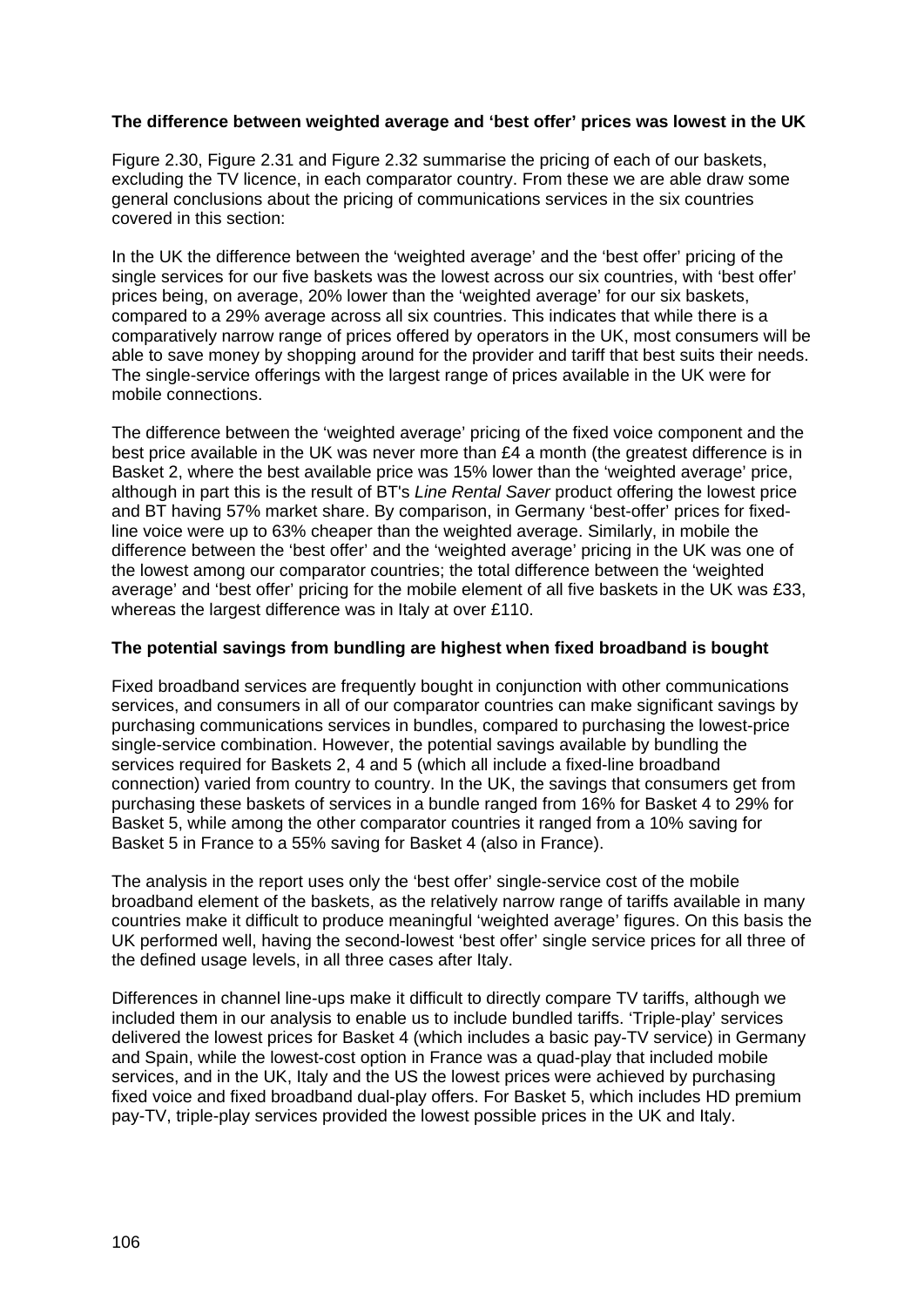**The difference between weighted average and 'best offer' prices was lowest in the UK**

Figure 2.30, Figure 2.31 and Figure 2.32 summarise the pricing of each of our baskets, excluding the TV licence, in each comparator country. From these we are able draw some general conclusions about the pricing of communications services in the six countries covered in this section:

In the UK the difference between the 'weighted average' and the 'best offer' pricing of the single services for our five baskets was the lowest across our six countries, with 'best offer' prices being, on average, 20% lower than the 'weighted average' for our six baskets, compared to a 29% average across all six countries. This indicates that while there is a comparatively narrow range of prices offered by operators in the UK, most consumers will be able to save money by shopping around for the provider and tariff that best suits their needs. The single-service offerings with the largest range of prices available in the UK were for mobile connections.

The difference between the 'weighted average' pricing of the fixed voice component and the best price available in the UK was never more than £4 a month (the greatest difference is in Basket 2, where the best available price was 15% lower than the 'weighted average' price, although in part this is the result of BT's *Line Rental Saver* product offering the lowest price and BT having 57% market share. By comparison, in Germany 'best-offer' prices for fixed-line voice were up to 63% cheaper than the weighted average. Similarly, in mobile the difference between the 'best offer' and the 'weighted average' pricing in the UK was one of the lowest among our comparator countries; the total difference between the 'weighted average' and 'best offer' pricing for the mobile element of all five baskets in the UK was £33, whereas the largest difference was in Italy at over £110.

**The potential savings from bundling are highest when fixed broadband is bought**

Fixed broadband services are frequently bought in conjunction with other communications services, and consumers in all of our comparator countries can make significant savings by purchasing communications services in bundles, compared to purchasing the lowest-price single-service combination. However, the potential savings available by bundling the services required for Baskets 2, 4 and 5 (which all include a fixed-line broadband connection) varied from country to country. In the UK, the savings that consumers get from purchasing these baskets of services in a bundle ranged from 16% for Basket 4 to 29% for Basket 5, while among the other comparator countries it ranged from a 10% saving for Basket 5 in France to a 55% saving for Basket 4 (also in France).

The analysis in the report uses only the 'best offer' single-service cost of the mobile broadband element of the baskets, as the relatively narrow range of tariffs available in many countries make it difficult to produce meaningful 'weighted average' figures. On this basis the UK performed well, having the second-lowest 'best offer' single service prices for all three of the defined usage levels, in all three cases after Italy.

Differences in channel line-ups make it difficult to directly compare TV tariffs, although we included them in our analysis to enable us to include bundled tariffs. 'Triple-play' services delivered the lowest prices for Basket 4 (which includes a basic pay-TV service) in Germany and Spain, while the lowest-cost option in France was a quad-play that included mobile services, and in the UK, Italy and the US the lowest prices were achieved by purchasing fixed voice and fixed broadband dual-play offers. For Basket 5, which includes HD premium pay-TV, triple-play services provided the lowest possible prices in the UK and Italy.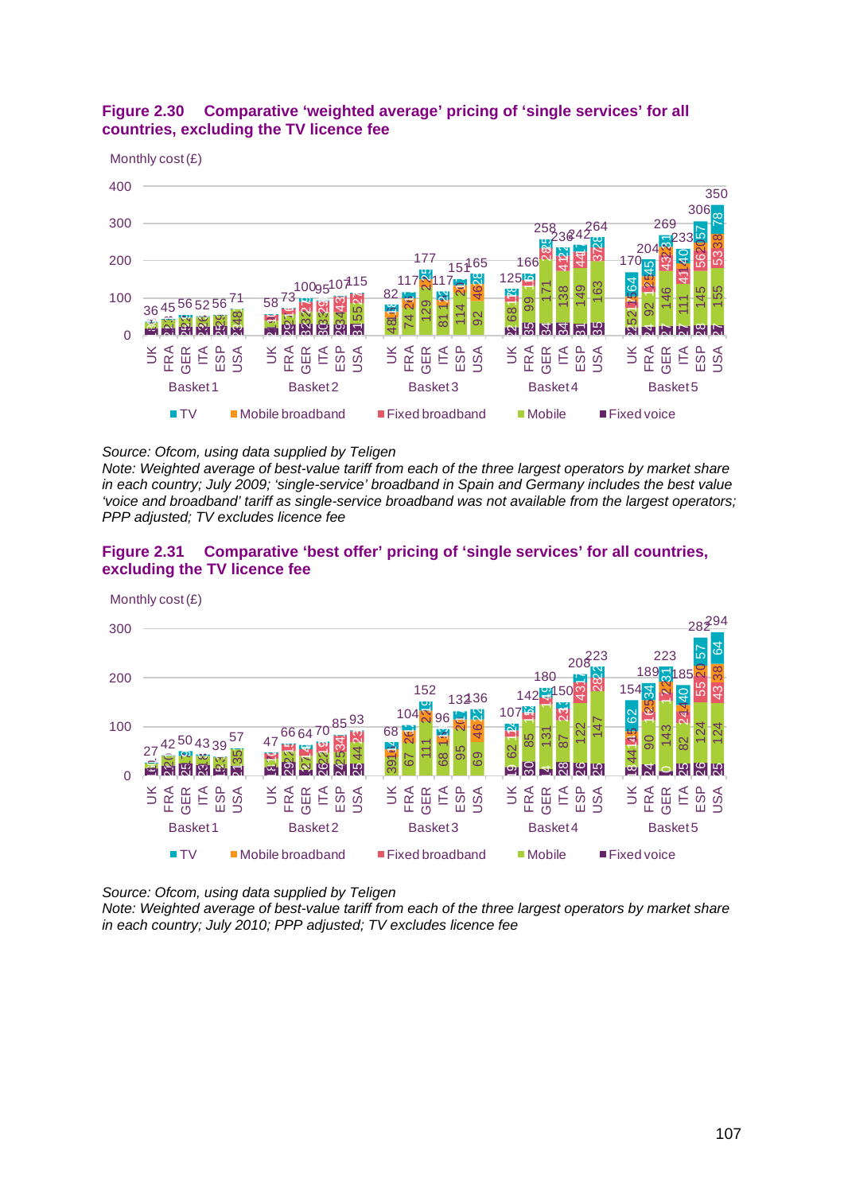**Figure 2.30 Comparative 'weighted average' pricing of 'single services' for all countries, excluding the TV licence fee**

Monthly cost (£)

400
300
200
100
0

36 45 56 52 56 71 | 58 73 100 95 107 115 | 82 117 177 117 151 165 | 125 166 258 236 242 264 | 170 204 269 233 306 350

UK FRA GER ITA ESP USA

Basket 1 Basket 2 Basket 3 Basket 4 Basket 5

TV | Mobile broadband | Fixed broadband | Mobile | Fixed voice

*Source: Ofcom, using data supplied by Teligen*
*Note: Weighted average of best-value tariff from each of the three largest operators by market share in each country; July 2009; 'single-service' broadband in Spain and Germany includes the best value 'voice and broadband' tariff as single-service broadband was not available from the largest operators; PPP adjusted; TV excludes licence fee*

**Figure 2.31 Comparative 'best offer' pricing of 'single services' for all countries, excluding the TV licence fee**

Monthly cost (£)

300
200
100
0

27 42 50 43 39 57 | 47 66 64 70 85 93 | 68 104 152 96 132 136 | 107 142 180 150 208 223 | 154 189 223 185 282 294

UK FRA GER ITA ESP USA

Basket 1 Basket 2 Basket 3 Basket 4 Basket 5

TV | Mobile broadband | Fixed broadband | Mobile | Fixed voice

*Source: Ofcom, using data supplied by Teligen*
*Note: Weighted average of best-value tariff from each of the three largest operators by market share in each country; July 2010; PPP adjusted; TV excludes licence fee*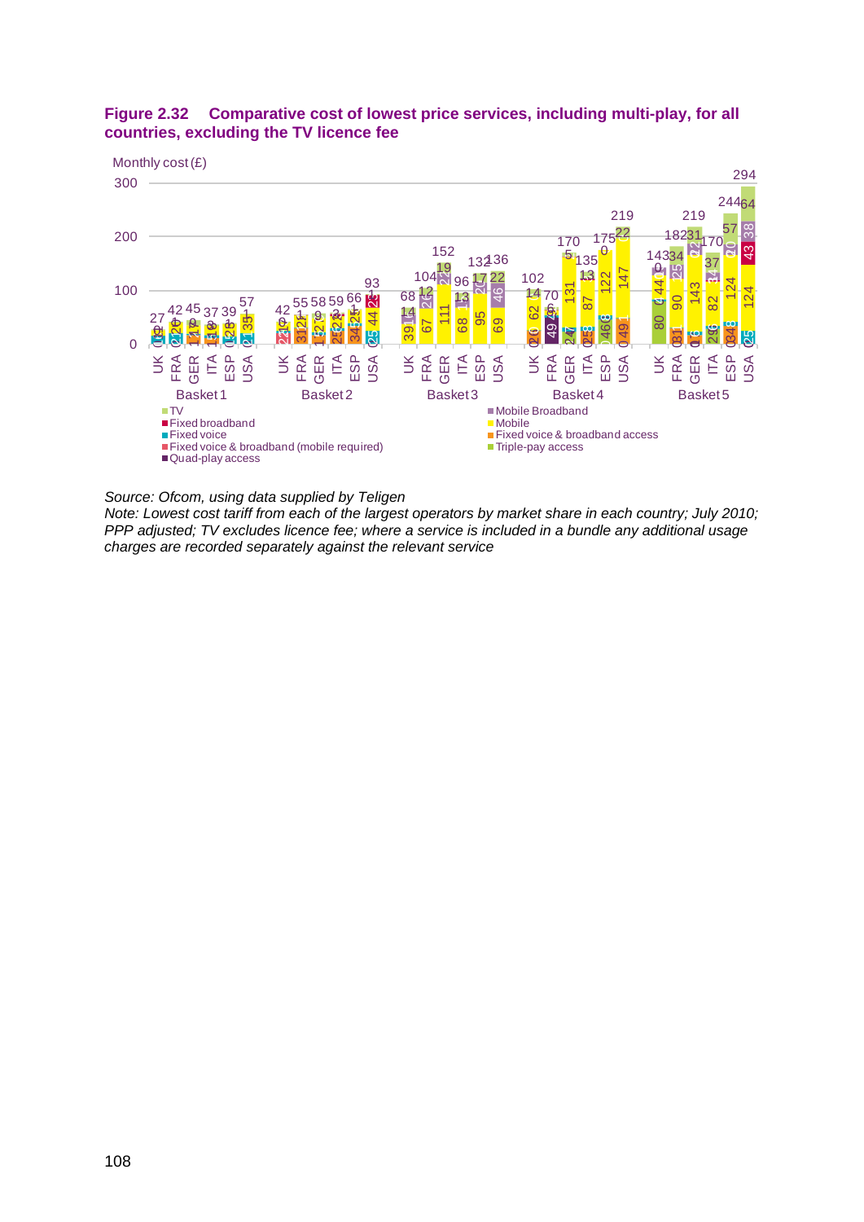**Figure 2.32 Comparative cost of lowest price services, including multi-play, for all countries, excluding the TV licence fee**

Monthly cost (£)

300
200
100
0

Basket 1: UK 27, FRA 42, GER 45, ITA 37, ESP 39, USA 57
Basket 2: UK 42, FRA 55, GER 58, ITA 59, ESP 66, USA 93
Basket 3: UK 68, FRA 104, GER 152, ITA 96, ESP 132, USA 136
Basket 4: UK 102, FRA 70, GER 170, ITA 135, ESP 175, USA 219
Basket 5: UK 143, FRA 182, GER 219, ITA 170, ESP 244, USA 294

TV
Fixed broadband
Fixed voice
Fixed voice & broadband (mobile required)
Quad-play access
Mobile Broadband
Mobile
Fixed voice & broadband access
Triple-pay access

*Source: Ofcom, using data supplied by Teligen*
*Note: Lowest cost tariff from each of the largest operators by market share in each country; July 2010; PPP adjusted; TV excludes licence fee; where a service is included in a bundle any additional usage charges are recorded separately against the relevant service*